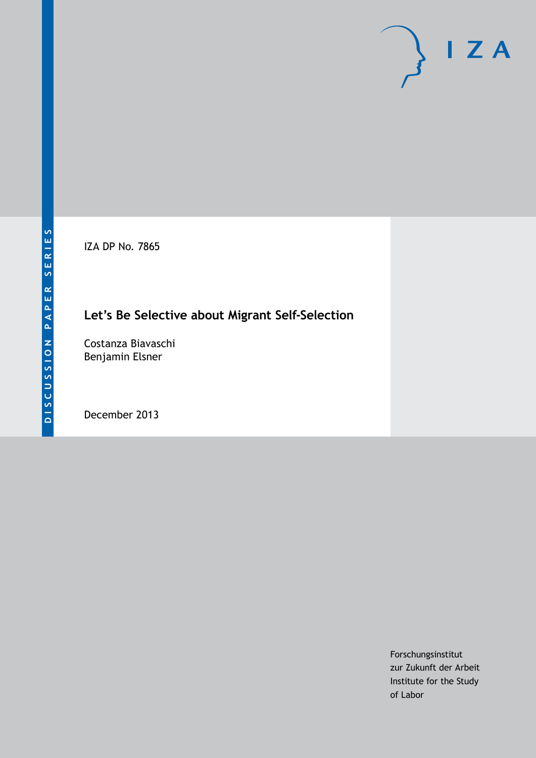DISCUSSION PAPER SERIES

IZA DP No. 7865

# Let's Be Selective about Migrant Self-Selection

Costanza Biavaschi
Benjamin Elsner

December 2013

Forschungsinstitut
zur Zukunft der Arbeit
Institute for the Study
of Labor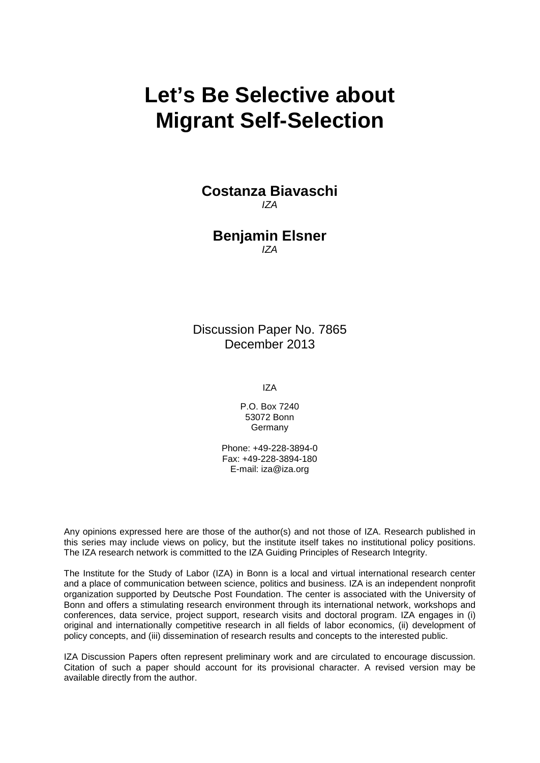# Let's Be Selective about Migrant Self-Selection

**Costanza Biavaschi**
*IZA*

**Benjamin Elsner**
*IZA*

Discussion Paper No. 7865
December 2013

IZA

P.O. Box 7240
53072 Bonn
Germany

Phone: +49-228-3894-0
Fax: +49-228-3894-180
E-mail: iza@iza.org

Any opinions expressed here are those of the author(s) and not those of IZA. Research published in this series may include views on policy, but the institute itself takes no institutional policy positions. The IZA research network is committed to the IZA Guiding Principles of Research Integrity.

The Institute for the Study of Labor (IZA) in Bonn is a local and virtual international research center and a place of communication between science, politics and business. IZA is an independent nonprofit organization supported by Deutsche Post Foundation. The center is associated with the University of Bonn and offers a stimulating research environment through its international network, workshops and conferences, data service, project support, research visits and doctoral program. IZA engages in (i) original and internationally competitive research in all fields of labor economics, (ii) development of policy concepts, and (iii) dissemination of research results and concepts to the interested public.

IZA Discussion Papers often represent preliminary work and are circulated to encourage discussion. Citation of such a paper should account for its provisional character. A revised version may be available directly from the author.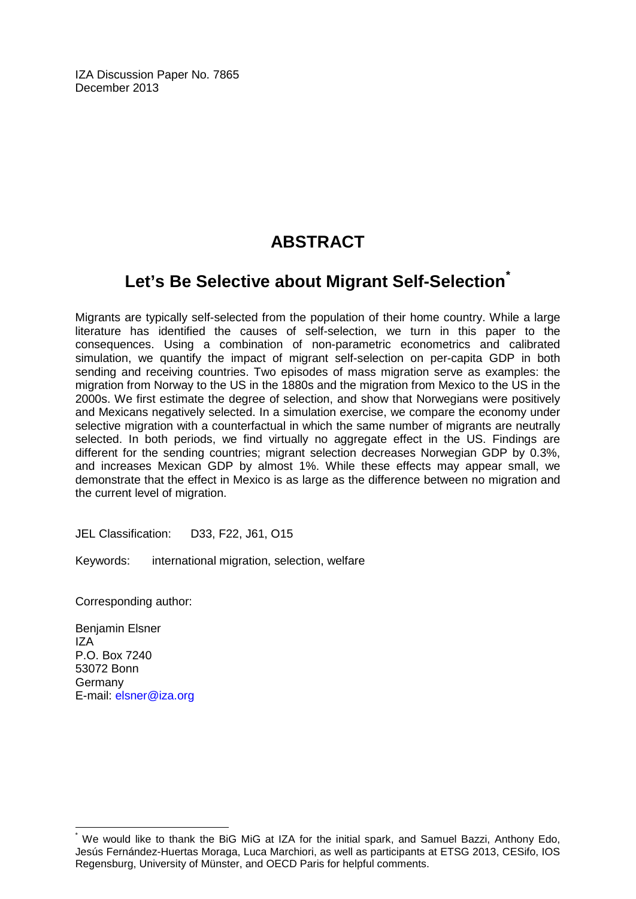IZA Discussion Paper No. 7865
December 2013

# ABSTRACT

## Let's Be Selective about Migrant Self-Selection[*]

Migrants are typically self-selected from the population of their home country. While a large literature has identified the causes of self-selection, we turn in this paper to the consequences. Using a combination of non-parametric econometrics and calibrated simulation, we quantify the impact of migrant self-selection on per-capita GDP in both sending and receiving countries. Two episodes of mass migration serve as examples: the migration from Norway to the US in the 1880s and the migration from Mexico to the US in the 2000s. We first estimate the degree of selection, and show that Norwegians were positively and Mexicans negatively selected. In a simulation exercise, we compare the economy under selective migration with a counterfactual in which the same number of migrants are neutrally selected. In both periods, we find virtually no aggregate effect in the US. Findings are different for the sending countries; migrant selection decreases Norwegian GDP by 0.3%, and increases Mexican GDP by almost 1%. While these effects may appear small, we demonstrate that the effect in Mexico is as large as the difference between no migration and the current level of migration.

JEL Classification: D33, F22, J61, O15

Keywords: international migration, selection, welfare

Corresponding author:

Benjamin Elsner
IZA
P.O. Box 7240
53072 Bonn
Germany
E-mail: elsner@iza.org

[*] We would like to thank the BiG MiG at IZA for the initial spark, and Samuel Bazzi, Anthony Edo, Jesús Fernández-Huertas Moraga, Luca Marchiori, as well as participants at ETSG 2013, CESifo, IOS Regensburg, University of Münster, and OECD Paris for helpful comments.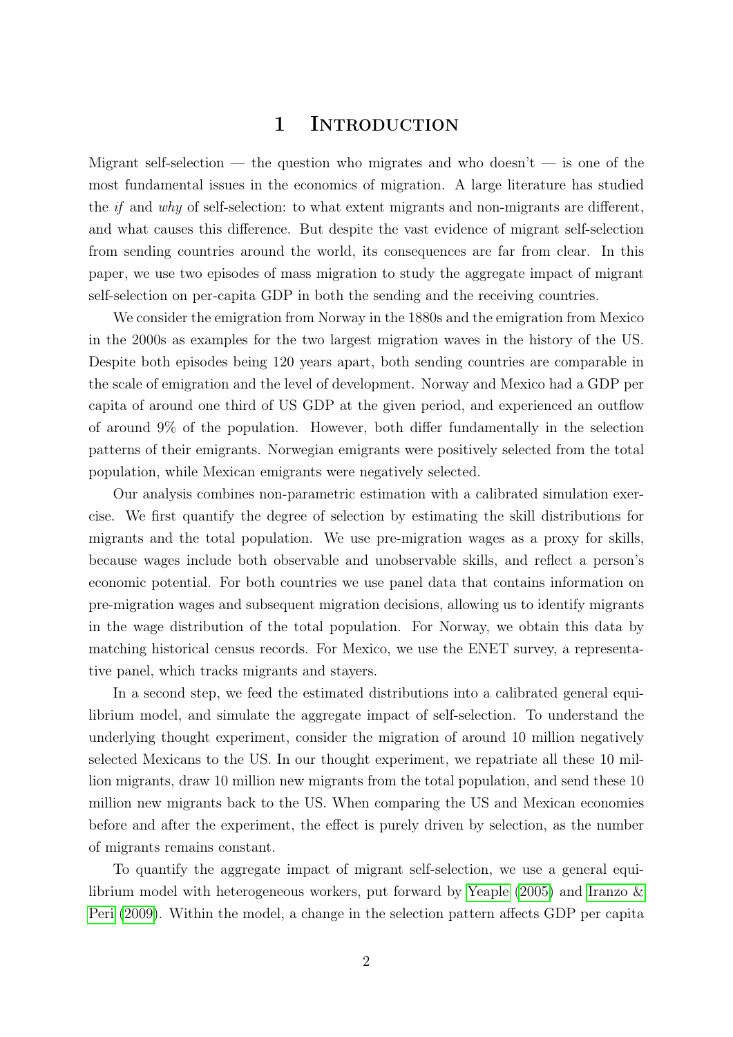# 1 Introduction

Migrant self-selection — the question who migrates and who doesn't — is one of the most fundamental issues in the economics of migration. A large literature has studied the *if* and *why* of self-selection: to what extent migrants and non-migrants are different, and what causes this difference. But despite the vast evidence of migrant self-selection from sending countries around the world, its consequences are far from clear. In this paper, we use two episodes of mass migration to study the aggregate impact of migrant self-selection on per-capita GDP in both the sending and the receiving countries.

We consider the emigration from Norway in the 1880s and the emigration from Mexico in the 2000s as examples for the two largest migration waves in the history of the US. Despite both episodes being 120 years apart, both sending countries are comparable in the scale of emigration and the level of development. Norway and Mexico had a GDP per capita of around one third of US GDP at the given period, and experienced an outflow of around 9% of the population. However, both differ fundamentally in the selection patterns of their emigrants. Norwegian emigrants were positively selected from the total population, while Mexican emigrants were negatively selected.

Our analysis combines non-parametric estimation with a calibrated simulation exercise. We first quantify the degree of selection by estimating the skill distributions for migrants and the total population. We use pre-migration wages as a proxy for skills, because wages include both observable and unobservable skills, and reflect a person's economic potential. For both countries we use panel data that contains information on pre-migration wages and subsequent migration decisions, allowing us to identify migrants in the wage distribution of the total population. For Norway, we obtain this data by matching historical census records. For Mexico, we use the ENET survey, a representative panel, which tracks migrants and stayers.

In a second step, we feed the estimated distributions into a calibrated general equilibrium model, and simulate the aggregate impact of self-selection. To understand the underlying thought experiment, consider the migration of around 10 million negatively selected Mexicans to the US. In our thought experiment, we repatriate all these 10 million migrants, draw 10 million new migrants from the total population, and send these 10 million new migrants back to the US. When comparing the US and Mexican economies before and after the experiment, the effect is purely driven by selection, as the number of migrants remains constant.

To quantify the aggregate impact of migrant self-selection, we use a general equilibrium model with heterogeneous workers, put forward by Yeaple (2005) and Iranzo & Peri (2009). Within the model, a change in the selection pattern affects GDP per capita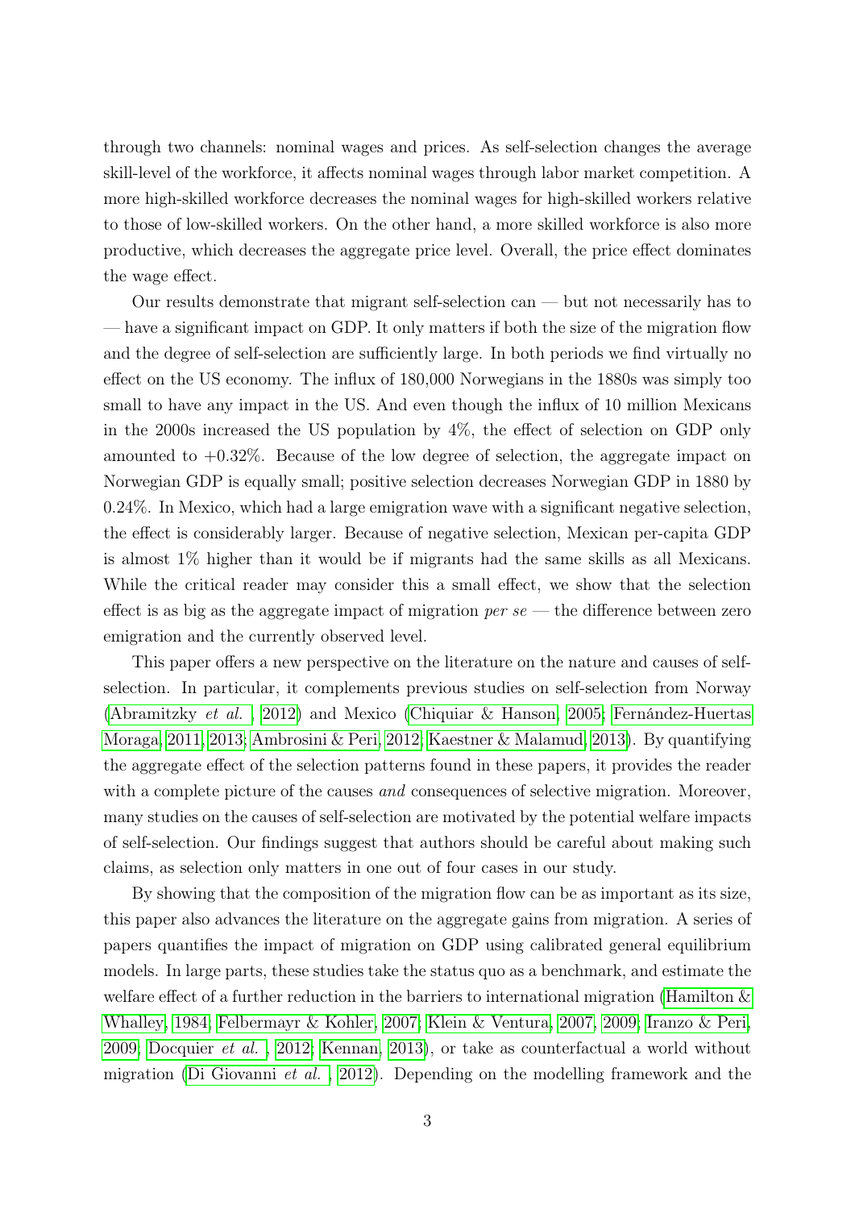through two channels: nominal wages and prices. As self-selection changes the average skill-level of the workforce, it affects nominal wages through labor market competition. A more high-skilled workforce decreases the nominal wages for high-skilled workers relative to those of low-skilled workers. On the other hand, a more skilled workforce is also more productive, which decreases the aggregate price level. Overall, the price effect dominates the wage effect.

Our results demonstrate that migrant self-selection can — but not necessarily has to — have a significant impact on GDP. It only matters if both the size of the migration flow and the degree of self-selection are sufficiently large. In both periods we find virtually no effect on the US economy. The influx of 180,000 Norwegians in the 1880s was simply too small to have any impact in the US. And even though the influx of 10 million Mexicans in the 2000s increased the US population by 4%, the effect of selection on GDP only amounted to +0.32%. Because of the low degree of selection, the aggregate impact on Norwegian GDP is equally small; positive selection decreases Norwegian GDP in 1880 by 0.24%. In Mexico, which had a large emigration wave with a significant negative selection, the effect is considerably larger. Because of negative selection, Mexican per-capita GDP is almost 1% higher than it would be if migrants had the same skills as all Mexicans. While the critical reader may consider this a small effect, we show that the selection effect is as big as the aggregate impact of migration *per se* — the difference between zero emigration and the currently observed level.

This paper offers a new perspective on the literature on the nature and causes of self-selection. In particular, it complements previous studies on self-selection from Norway (Abramitzky *et al.* , 2012) and Mexico (Chiquiar & Hanson, 2005; Fernández-Huertas Moraga, 2011, 2013; Ambrosini & Peri, 2012; Kaestner & Malamud, 2013). By quantifying the aggregate effect of the selection patterns found in these papers, it provides the reader with a complete picture of the causes *and* consequences of selective migration. Moreover, many studies on the causes of self-selection are motivated by the potential welfare impacts of self-selection. Our findings suggest that authors should be careful about making such claims, as selection only matters in one out of four cases in our study.

By showing that the composition of the migration flow can be as important as its size, this paper also advances the literature on the aggregate gains from migration. A series of papers quantifies the impact of migration on GDP using calibrated general equilibrium models. In large parts, these studies take the status quo as a benchmark, and estimate the welfare effect of a further reduction in the barriers to international migration (Hamilton & Whalley, 1984; Felbermayr & Kohler, 2007; Klein & Ventura, 2007, 2009; Iranzo & Peri, 2009; Docquier *et al.* , 2012; Kennan, 2013), or take as counterfactual a world without migration (Di Giovanni *et al.* , 2012). Depending on the modelling framework and the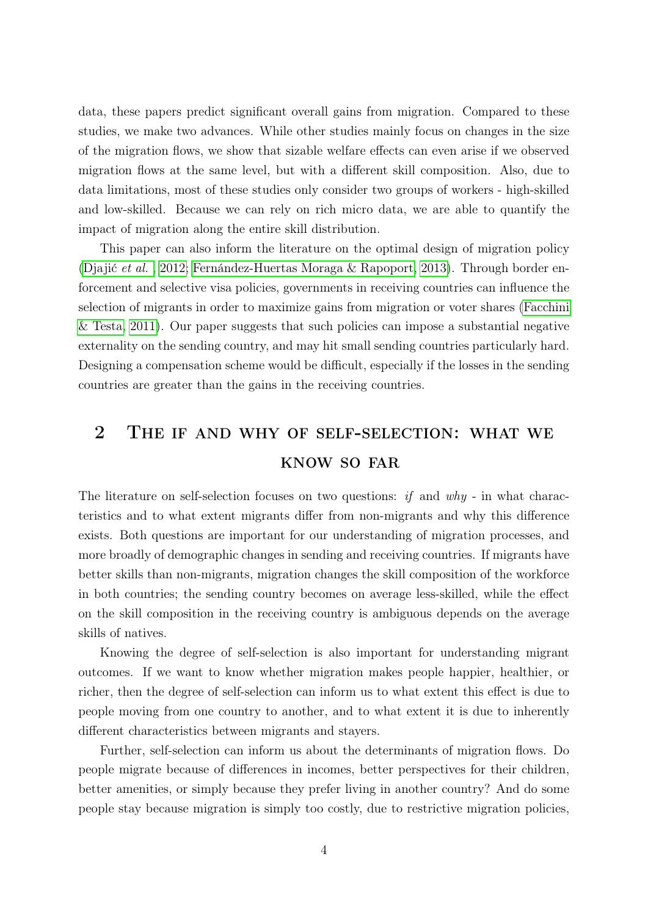data, these papers predict significant overall gains from migration. Compared to these studies, we make two advances. While other studies mainly focus on changes in the size of the migration flows, we show that sizable welfare effects can even arise if we observed migration flows at the same level, but with a different skill composition. Also, due to data limitations, most of these studies only consider two groups of workers - high-skilled and low-skilled. Because we can rely on rich micro data, we are able to quantify the impact of migration along the entire skill distribution.

This paper can also inform the literature on the optimal design of migration policy (Djajić *et al.* , 2012; Fernández-Huertas Moraga & Rapoport, 2013). Through border enforcement and selective visa policies, governments in receiving countries can influence the selection of migrants in order to maximize gains from migration or voter shares (Facchini & Testa, 2011). Our paper suggests that such policies can impose a substantial negative externality on the sending country, and may hit small sending countries particularly hard. Designing a compensation scheme would be difficult, especially if the losses in the sending countries are greater than the gains in the receiving countries.

## 2 The if and why of self-selection: what we know so far

The literature on self-selection focuses on two questions: *if* and *why* - in what characteristics and to what extent migrants differ from non-migrants and why this difference exists. Both questions are important for our understanding of migration processes, and more broadly of demographic changes in sending and receiving countries. If migrants have better skills than non-migrants, migration changes the skill composition of the workforce in both countries; the sending country becomes on average less-skilled, while the effect on the skill composition in the receiving country is ambiguous depends on the average skills of natives.

Knowing the degree of self-selection is also important for understanding migrant outcomes. If we want to know whether migration makes people happier, healthier, or richer, then the degree of self-selection can inform us to what extent this effect is due to people moving from one country to another, and to what extent it is due to inherently different characteristics between migrants and stayers.

Further, self-selection can inform us about the determinants of migration flows. Do people migrate because of differences in incomes, better perspectives for their children, better amenities, or simply because they prefer living in another country? And do some people stay because migration is simply too costly, due to restrictive migration policies,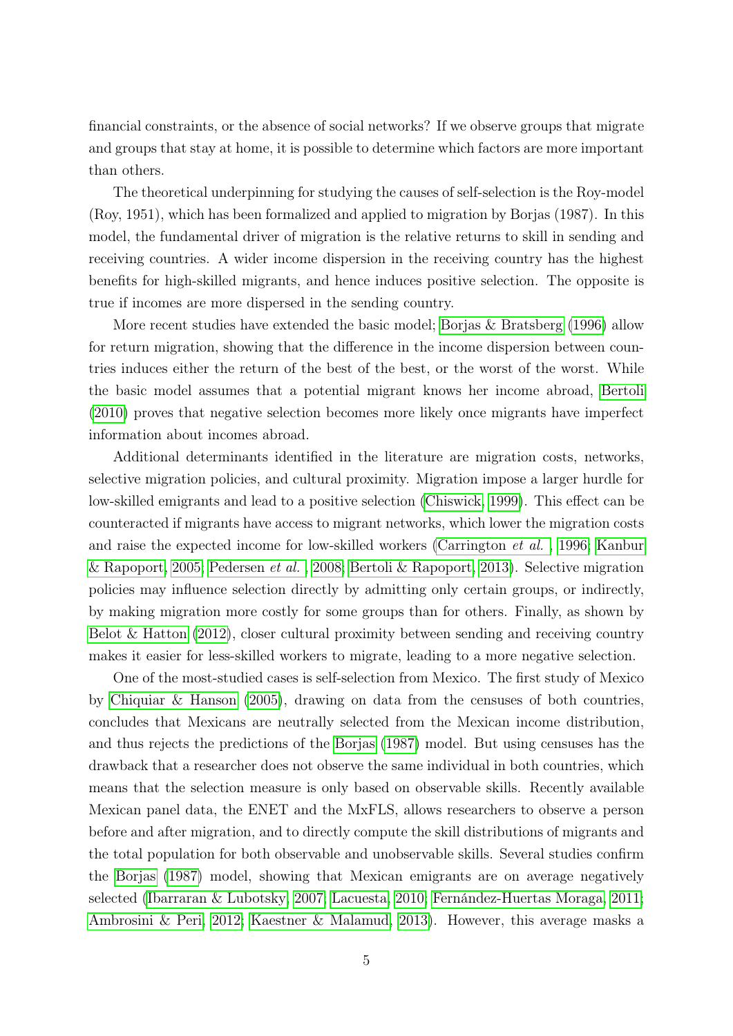financial constraints, or the absence of social networks? If we observe groups that migrate and groups that stay at home, it is possible to determine which factors are more important than others.

The theoretical underpinning for studying the causes of self-selection is the Roy-model (Roy, 1951), which has been formalized and applied to migration by Borjas (1987). In this model, the fundamental driver of migration is the relative returns to skill in sending and receiving countries. A wider income dispersion in the receiving country has the highest benefits for high-skilled migrants, and hence induces positive selection. The opposite is true if incomes are more dispersed in the sending country.

More recent studies have extended the basic model; Borjas & Bratsberg (1996) allow for return migration, showing that the difference in the income dispersion between countries induces either the return of the best of the best, or the worst of the worst. While the basic model assumes that a potential migrant knows her income abroad, Bertoli (2010) proves that negative selection becomes more likely once migrants have imperfect information about incomes abroad.

Additional determinants identified in the literature are migration costs, networks, selective migration policies, and cultural proximity. Migration impose a larger hurdle for low-skilled emigrants and lead to a positive selection (Chiswick, 1999). This effect can be counteracted if migrants have access to migrant networks, which lower the migration costs and raise the expected income for low-skilled workers (Carrington *et al.*, 1996; Kanbur & Rapoport, 2005; Pedersen *et al.*, 2008; Bertoli & Rapoport, 2013). Selective migration policies may influence selection directly by admitting only certain groups, or indirectly, by making migration more costly for some groups than for others. Finally, as shown by Belot & Hatton (2012), closer cultural proximity between sending and receiving country makes it easier for less-skilled workers to migrate, leading to a more negative selection.

One of the most-studied cases is self-selection from Mexico. The first study of Mexico by Chiquiar & Hanson (2005), drawing on data from the censuses of both countries, concludes that Mexicans are neutrally selected from the Mexican income distribution, and thus rejects the predictions of the Borjas (1987) model. But using censuses has the drawback that a researcher does not observe the same individual in both countries, which means that the selection measure is only based on observable skills. Recently available Mexican panel data, the ENET and the MxFLS, allows researchers to observe a person before and after migration, and to directly compute the skill distributions of migrants and the total population for both observable and unobservable skills. Several studies confirm the Borjas (1987) model, showing that Mexican emigrants are on average negatively selected (Ibarraran & Lubotsky, 2007; Lacuesta, 2010; Fernández-Huertas Moraga, 2011; Ambrosini & Peri, 2012; Kaestner & Malamud, 2013). However, this average masks a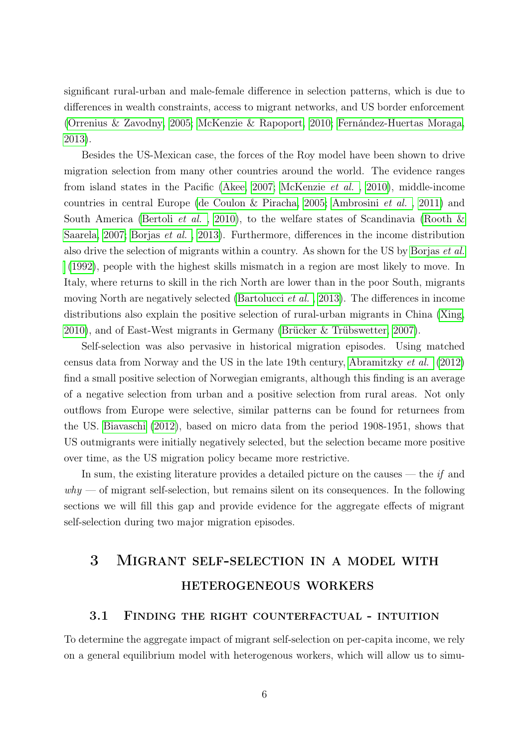significant rural-urban and male-female difference in selection patterns, which is due to differences in wealth constraints, access to migrant networks, and US border enforcement (Orrenius & Zavodny, 2005; McKenzie & Rapoport, 2010; Fernández-Huertas Moraga, 2013).

Besides the US-Mexican case, the forces of the Roy model have been shown to drive migration selection from many other countries around the world. The evidence ranges from island states in the Pacific (Akee, 2007; McKenzie *et al.*, 2010), middle-income countries in central Europe (de Coulon & Piracha, 2005; Ambrosini *et al.*, 2011) and South America (Bertoli *et al.*, 2010), to the welfare states of Scandinavia (Rooth & Saarela, 2007; Borjas *et al.*, 2013). Furthermore, differences in the income distribution also drive the selection of migrants within a country. As shown for the US by Borjas *et al.* (1992), people with the highest skills mismatch in a region are most likely to move. In Italy, where returns to skill in the rich North are lower than in the poor South, migrants moving North are negatively selected (Bartolucci *et al.*, 2013). The differences in income distributions also explain the positive selection of rural-urban migrants in China (Xing, 2010), and of East-West migrants in Germany (Brücker & Trübswetter, 2007).

Self-selection was also pervasive in historical migration episodes. Using matched census data from Norway and the US in the late 19th century, Abramitzky *et al.* (2012) find a small positive selection of Norwegian emigrants, although this finding is an average of a negative selection from urban and a positive selection from rural areas. Not only outflows from Europe were selective, similar patterns can be found for returnees from the US. Biavaschi (2012), based on micro data from the period 1908-1951, shows that US outmigrants were initially negatively selected, but the selection became more positive over time, as the US migration policy became more restrictive.

In sum, the existing literature provides a detailed picture on the causes — the *if* and *why* — of migrant self-selection, but remains silent on its consequences. In the following sections we will fill this gap and provide evidence for the aggregate effects of migrant self-selection during two major migration episodes.

# 3 Migrant self-selection in a model with heterogeneous workers

## 3.1 Finding the right counterfactual - intuition

To determine the aggregate impact of migrant self-selection on per-capita income, we rely on a general equilibrium model with heterogenous workers, which will allow us to simu-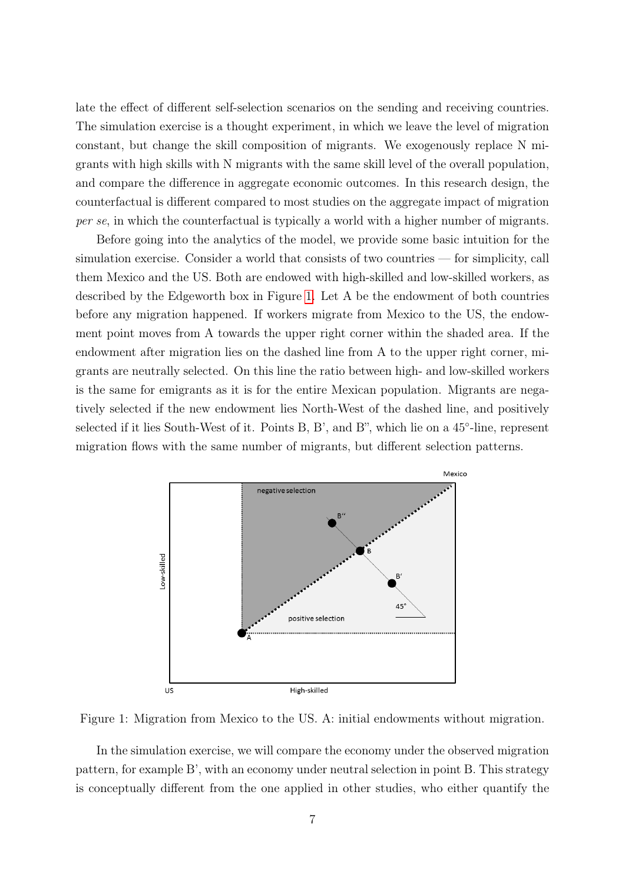late the effect of different self-selection scenarios on the sending and receiving countries. The simulation exercise is a thought experiment, in which we leave the level of migration constant, but change the skill composition of migrants. We exogenously replace N migrants with high skills with N migrants with the same skill level of the overall population, and compare the difference in aggregate economic outcomes. In this research design, the counterfactual is different compared to most studies on the aggregate impact of migration *per se*, in which the counterfactual is typically a world with a higher number of migrants.

Before going into the analytics of the model, we provide some basic intuition for the simulation exercise. Consider a world that consists of two countries — for simplicity, call them Mexico and the US. Both are endowed with high-skilled and low-skilled workers, as described by the Edgeworth box in Figure 1. Let A be the endowment of both countries before any migration happened. If workers migrate from Mexico to the US, the endowment point moves from A towards the upper right corner within the shaded area. If the endowment after migration lies on the dashed line from A to the upper right corner, migrants are neutrally selected. On this line the ratio between high- and low-skilled workers is the same for emigrants as it is for the entire Mexican population. Migrants are negatively selected if the new endowment lies North-West of the dashed line, and positively selected if it lies South-West of it. Points B, B', and B", which lie on a 45°-line, represent migration flows with the same number of migrants, but different selection patterns.

Figure 1: Migration from Mexico to the US. A: initial endowments without migration.

In the simulation exercise, we will compare the economy under the observed migration pattern, for example B', with an economy under neutral selection in point B. This strategy is conceptually different from the one applied in other studies, who either quantify the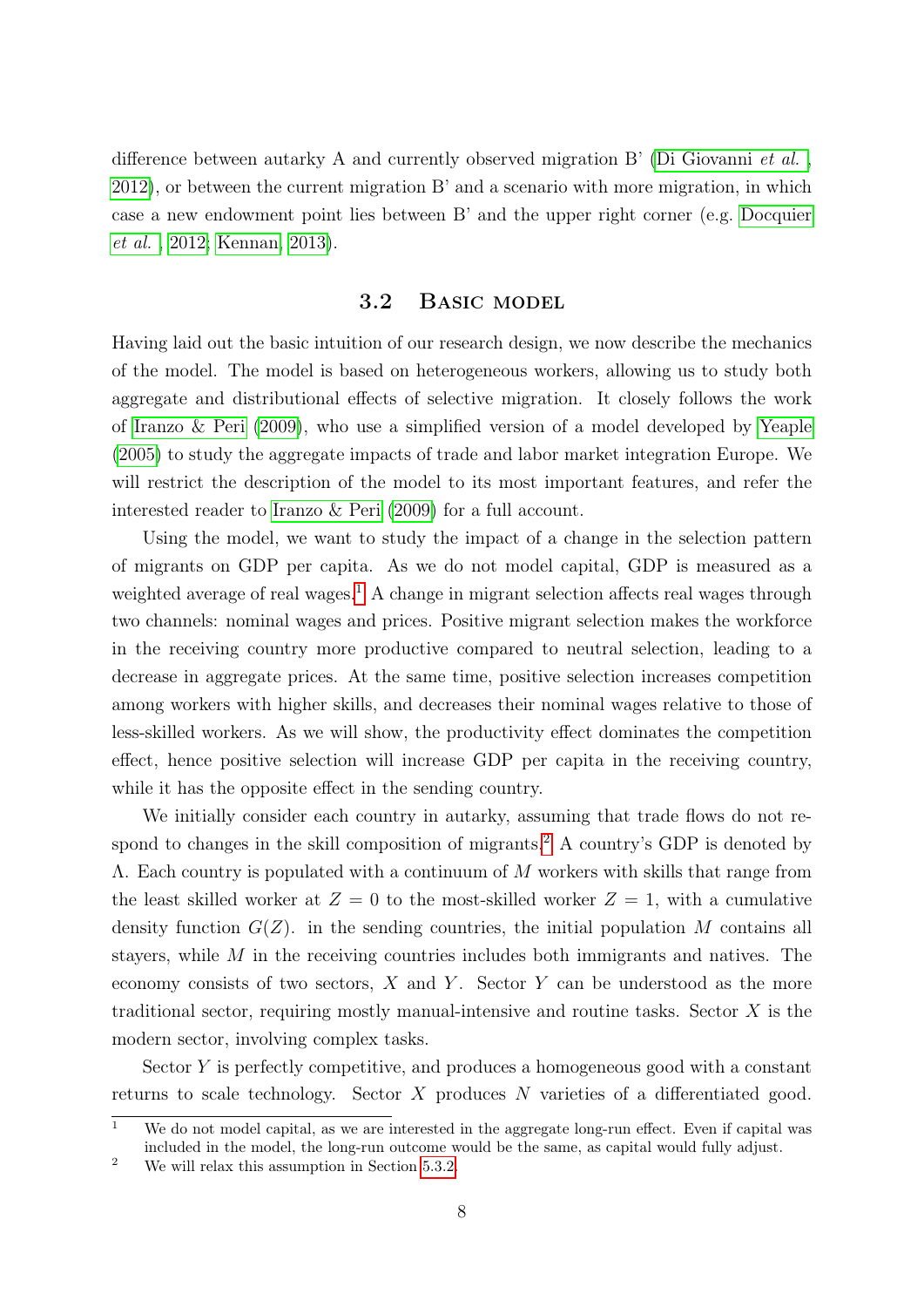difference between autarky A and currently observed migration B' (Di Giovanni *et al.*, 2012), or between the current migration B' and a scenario with more migration, in which case a new endowment point lies between B' and the upper right corner (e.g. Docquier *et al.*, 2012; Kennan, 2013).

### 3.2 Basic model

Having laid out the basic intuition of our research design, we now describe the mechanics of the model. The model is based on heterogeneous workers, allowing us to study both aggregate and distributional effects of selective migration. It closely follows the work of Iranzo & Peri (2009), who use a simplified version of a model developed by Yeaple (2005) to study the aggregate impacts of trade and labor market integration Europe. We will restrict the description of the model to its most important features, and refer the interested reader to Iranzo & Peri (2009) for a full account.

Using the model, we want to study the impact of a change in the selection pattern of migrants on GDP per capita. As we do not model capital, GDP is measured as a weighted average of real wages.[1] A change in migrant selection affects real wages through two channels: nominal wages and prices. Positive migrant selection makes the workforce in the receiving country more productive compared to neutral selection, leading to a decrease in aggregate prices. At the same time, positive selection increases competition among workers with higher skills, and decreases their nominal wages relative to those of less-skilled workers. As we will show, the productivity effect dominates the competition effect, hence positive selection will increase GDP per capita in the receiving country, while it has the opposite effect in the sending country.

We initially consider each country in autarky, assuming that trade flows do not respond to changes in the skill composition of migrants.[2] A country's GDP is denoted by $\Lambda$. Each country is populated with a continuum of $M$ workers with skills that range from the least skilled worker at $Z = 0$ to the most-skilled worker $Z = 1$, with a cumulative density function $G(Z)$. in the sending countries, the initial population $M$ contains all stayers, while $M$ in the receiving countries includes both immigrants and natives. The economy consists of two sectors, $X$ and $Y$. Sector $Y$ can be understood as the more traditional sector, requiring mostly manual-intensive and routine tasks. Sector $X$ is the modern sector, involving complex tasks.

Sector $Y$ is perfectly competitive, and produces a homogeneous good with a constant returns to scale technology. Sector $X$ produces $N$ varieties of a differentiated good.

[1] We do not model capital, as we are interested in the aggregate long-run effect. Even if capital was included in the model, the long-run outcome would be the same, as capital would fully adjust.

[2] We will relax this assumption in Section 5.3.2.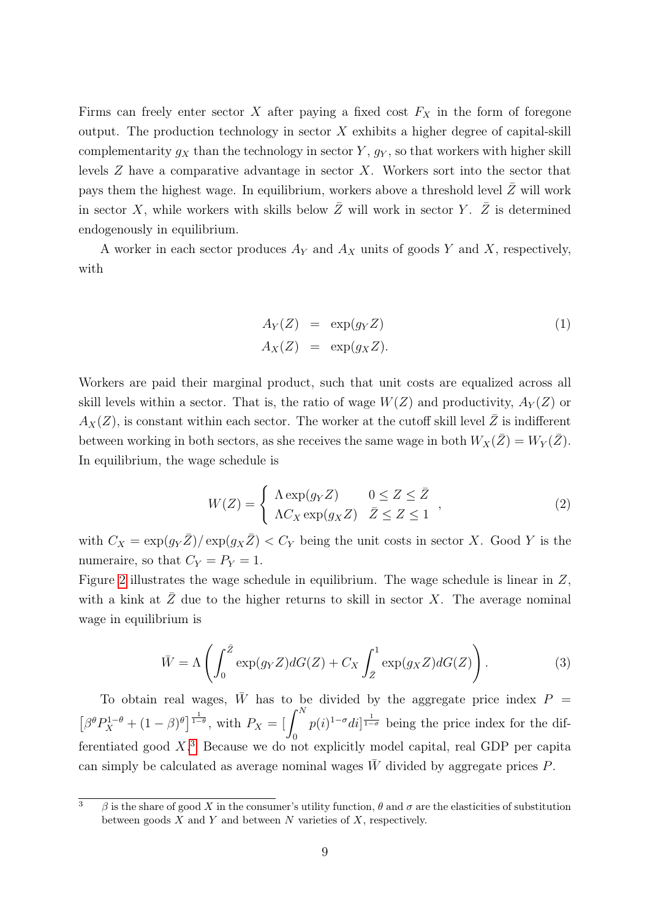Firms can freely enter sector $X$ after paying a fixed cost $F_X$ in the form of foregone output. The production technology in sector $X$ exhibits a higher degree of capital-skill complementarity $g_X$ than the technology in sector $Y$, $g_Y$, so that workers with higher skill levels $Z$ have a comparative advantage in sector $X$. Workers sort into the sector that pays them the highest wage. In equilibrium, workers above a threshold level $\bar{Z}$ will work in sector $X$, while workers with skills below $\bar{Z}$ will work in sector $Y$. $\bar{Z}$ is determined endogenously in equilibrium.

A worker in each sector produces $A_Y$ and $A_X$ units of goods $Y$ and $X$, respectively, with

$$
\begin{aligned}
A_Y(Z) &= \exp(g_Y Z) \\
A_X(Z) &= \exp(g_X Z).
\end{aligned}
\tag{1}
$$

Workers are paid their marginal product, such that unit costs are equalized across all skill levels within a sector. That is, the ratio of wage $W(Z)$ and productivity, $A_Y(Z)$ or $A_X(Z)$, is constant within each sector. The worker at the cutoff skill level $\bar{Z}$ is indifferent between working in both sectors, as she receives the same wage in both $W_X(\bar{Z}) = W_Y(\bar{Z})$. In equilibrium, the wage schedule is

$$
W(Z) = \begin{cases} \Lambda \exp(g_Y Z) & 0 \leq Z \leq \bar{Z} \\ \Lambda C_X \exp(g_X Z) & \bar{Z} \leq Z \leq 1 \end{cases}, \tag{2}
$$

with $C_X = \exp(g_Y \bar{Z}) / \exp(g_X \bar{Z}) < C_Y$ being the unit costs in sector $X$. Good $Y$ is the numeraire, so that $C_Y = P_Y = 1$.

Figure 2 illustrates the wage schedule in equilibrium. The wage schedule is linear in $Z$, with a kink at $\bar{Z}$ due to the higher returns to skill in sector $X$. The average nominal wage in equilibrium is

$$
\bar{W} = \Lambda \left( \int_0^{\bar{Z}} \exp(g_Y Z) dG(Z) + C_X \int_{\bar{Z}}^1 \exp(g_X Z) dG(Z) \right). \tag{3}
$$

To obtain real wages, $\bar{W}$ has to be divided by the aggregate price index $P = \left[\beta^\theta P_X^{1-\theta} + (1-\beta)^\theta\right]^{\frac{1}{1-\theta}}$, with $P_X = [\int_0^N p(i)^{1-\sigma} di]^{\frac{1}{1-\sigma}}$ being the price index for the differentiated good $X$.[3] Because we do not explicitly model capital, real GDP per capita can simply be calculated as average nominal wages $\bar{W}$ divided by aggregate prices $P$.

[3] $\beta$ is the share of good $X$ in the consumer's utility function, $\theta$ and $\sigma$ are the elasticities of substitution between goods $X$ and $Y$ and between $N$ varieties of $X$, respectively.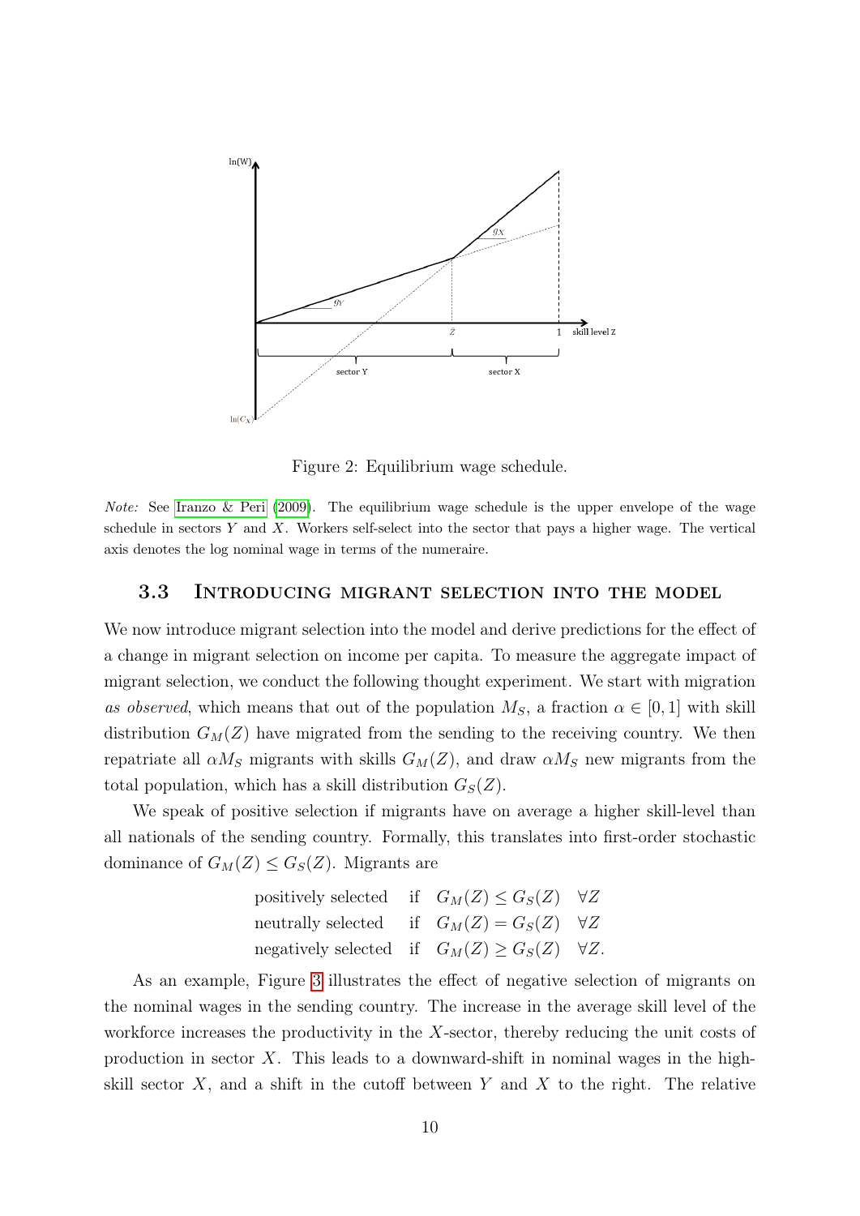Figure 2: Equilibrium wage schedule.

*Note:* See Iranzo & Peri (2009). The equilibrium wage schedule is the upper envelope of the wage schedule in sectors $Y$ and $X$. Workers self-select into the sector that pays a higher wage. The vertical axis denotes the log nominal wage in terms of the numeraire.

### 3.3 Introducing migrant selection into the model

We now introduce migrant selection into the model and derive predictions for the effect of a change in migrant selection on income per capita. To measure the aggregate impact of migrant selection, we conduct the following thought experiment. We start with migration *as observed*, which means that out of the population $M_S$, a fraction $\alpha \in [0, 1]$ with skill distribution $G_M(Z)$ have migrated from the sending to the receiving country. We then repatriate all $\alpha M_S$ migrants with skills $G_M(Z)$, and draw $\alpha M_S$ new migrants from the total population, which has a skill distribution $G_S(Z)$.

We speak of positive selection if migrants have on average a higher skill-level than all nationals of the sending country. Formally, this translates into first-order stochastic dominance of $G_M(Z) \leq G_S(Z)$. Migrants are

$$
\begin{aligned}
&\text{positively selected} \quad \text{if} \quad G_M(Z) \leq G_S(Z) \quad \forall Z \\
&\text{neutrally selected} \quad \text{if} \quad G_M(Z) = G_S(Z) \quad \forall Z \\
&\text{negatively selected} \quad \text{if} \quad G_M(Z) \geq G_S(Z) \quad \forall Z.
\end{aligned}
$$

As an example, Figure 3 illustrates the effect of negative selection of migrants on the nominal wages in the sending country. The increase in the average skill level of the workforce increases the productivity in the $X$-sector, thereby reducing the unit costs of production in sector $X$. This leads to a downward-shift in nominal wages in the high-skill sector $X$, and a shift in the cutoff between $Y$ and $X$ to the right. The relative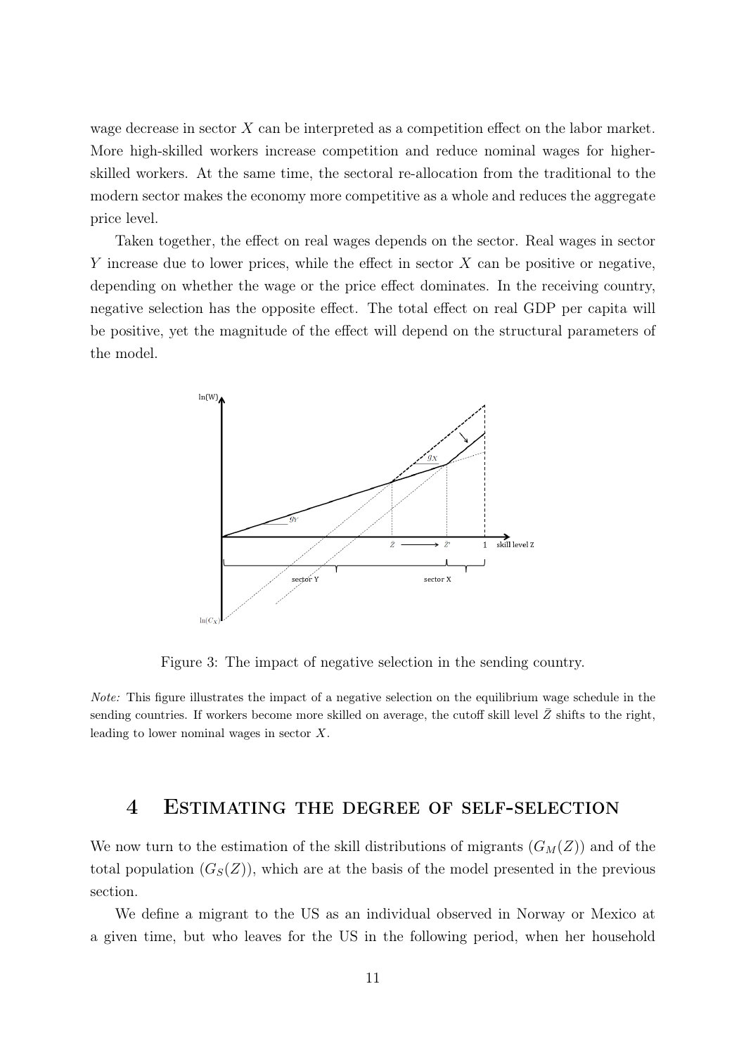wage decrease in sector $X$ can be interpreted as a competition effect on the labor market. More high-skilled workers increase competition and reduce nominal wages for higher-skilled workers. At the same time, the sectoral re-allocation from the traditional to the modern sector makes the economy more competitive as a whole and reduces the aggregate price level.

Taken together, the effect on real wages depends on the sector. Real wages in sector $Y$ increase due to lower prices, while the effect in sector $X$ can be positive or negative, depending on whether the wage or the price effect dominates. In the receiving country, negative selection has the opposite effect. The total effect on real GDP per capita will be positive, yet the magnitude of the effect will depend on the structural parameters of the model.

Figure 3: The impact of negative selection in the sending country.

*Note:* This figure illustrates the impact of a negative selection on the equilibrium wage schedule in the sending countries. If workers become more skilled on average, the cutoff skill level $\bar{Z}$ shifts to the right, leading to lower nominal wages in sector $X$.

# 4 Estimating the degree of self-selection

We now turn to the estimation of the skill distributions of migrants ($G_M(Z)$) and of the total population ($G_S(Z)$), which are at the basis of the model presented in the previous section.

We define a migrant to the US as an individual observed in Norway or Mexico at a given time, but who leaves for the US in the following period, when her household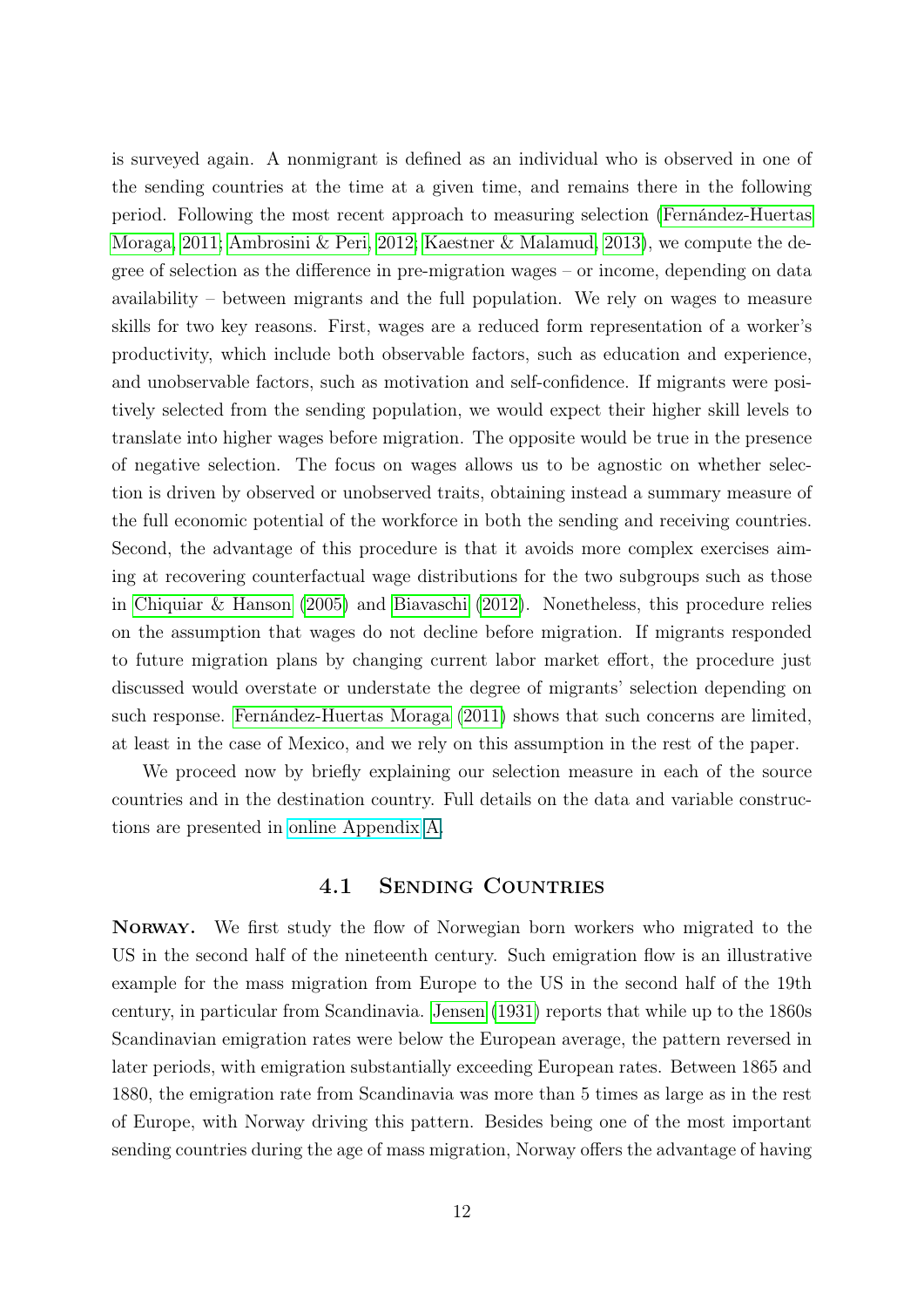is surveyed again. A nonmigrant is defined as an individual who is observed in one of the sending countries at the time at a given time, and remains there in the following period. Following the most recent approach to measuring selection (Fernández-Huertas Moraga, 2011; Ambrosini & Peri, 2012; Kaestner & Malamud, 2013), we compute the degree of selection as the difference in pre-migration wages – or income, depending on data availability – between migrants and the full population. We rely on wages to measure skills for two key reasons. First, wages are a reduced form representation of a worker's productivity, which include both observable factors, such as education and experience, and unobservable factors, such as motivation and self-confidence. If migrants were positively selected from the sending population, we would expect their higher skill levels to translate into higher wages before migration. The opposite would be true in the presence of negative selection. The focus on wages allows us to be agnostic on whether selection is driven by observed or unobserved traits, obtaining instead a summary measure of the full economic potential of the workforce in both the sending and receiving countries. Second, the advantage of this procedure is that it avoids more complex exercises aiming at recovering counterfactual wage distributions for the two subgroups such as those in Chiquiar & Hanson (2005) and Biavaschi (2012). Nonetheless, this procedure relies on the assumption that wages do not decline before migration. If migrants responded to future migration plans by changing current labor market effort, the procedure just discussed would overstate or understate the degree of migrants' selection depending on such response. Fernández-Huertas Moraga (2011) shows that such concerns are limited, at least in the case of Mexico, and we rely on this assumption in the rest of the paper.

We proceed now by briefly explaining our selection measure in each of the source countries and in the destination country. Full details on the data and variable constructions are presented in online Appendix A.

## 4.1 Sending Countries

**Norway.** We first study the flow of Norwegian born workers who migrated to the US in the second half of the nineteenth century. Such emigration flow is an illustrative example for the mass migration from Europe to the US in the second half of the 19th century, in particular from Scandinavia. Jensen (1931) reports that while up to the 1860s Scandinavian emigration rates were below the European average, the pattern reversed in later periods, with emigration substantially exceeding European rates. Between 1865 and 1880, the emigration rate from Scandinavia was more than 5 times as large as in the rest of Europe, with Norway driving this pattern. Besides being one of the most important sending countries during the age of mass migration, Norway offers the advantage of having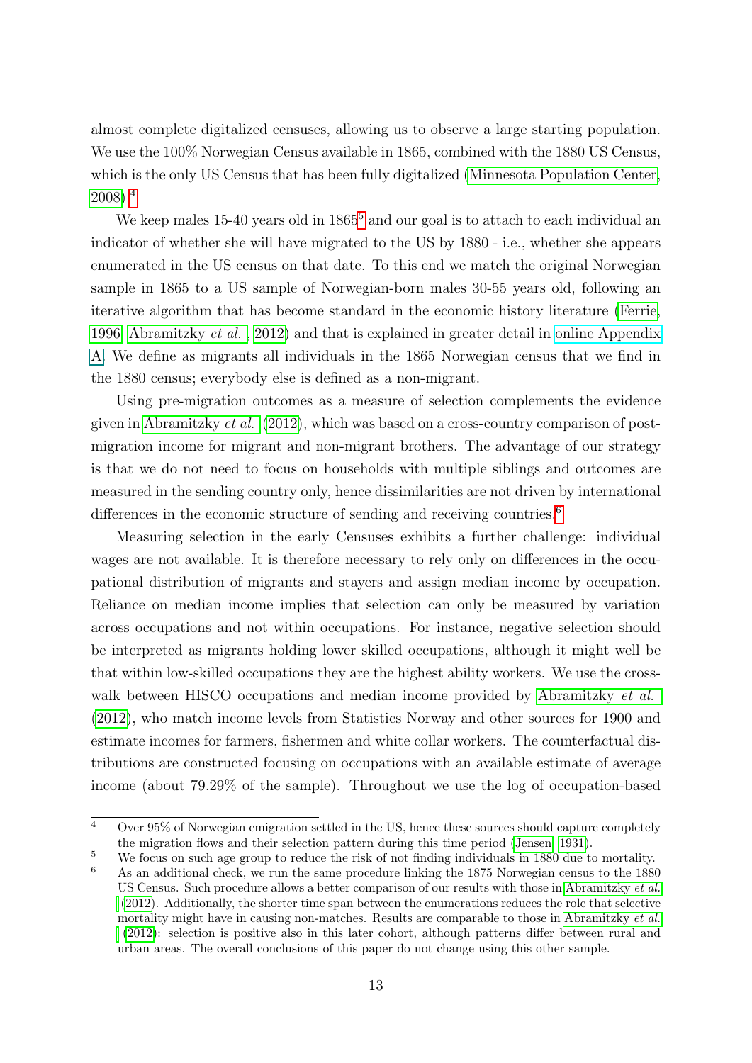almost complete digitalized censuses, allowing us to observe a large starting population. We use the 100% Norwegian Census available in 1865, combined with the 1880 US Census, which is the only US Census that has been fully digitalized (Minnesota Population Center, 2008).[4]

We keep males 15-40 years old in 1865[5] and our goal is to attach to each individual an indicator of whether she will have migrated to the US by 1880 - i.e., whether she appears enumerated in the US census on that date. To this end we match the original Norwegian sample in 1865 to a US sample of Norwegian-born males 30-55 years old, following an iterative algorithm that has become standard in the economic history literature (Ferrie, 1996; Abramitzky *et al.*, 2012) and that is explained in greater detail in online Appendix A. We define as migrants all individuals in the 1865 Norwegian census that we find in the 1880 census; everybody else is defined as a non-migrant.

Using pre-migration outcomes as a measure of selection complements the evidence given in Abramitzky *et al.* (2012), which was based on a cross-country comparison of post-migration income for migrant and non-migrant brothers. The advantage of our strategy is that we do not need to focus on households with multiple siblings and outcomes are measured in the sending country only, hence dissimilarities are not driven by international differences in the economic structure of sending and receiving countries.[6]

Measuring selection in the early Censuses exhibits a further challenge: individual wages are not available. It is therefore necessary to rely only on differences in the occupational distribution of migrants and stayers and assign median income by occupation. Reliance on median income implies that selection can only be measured by variation across occupations and not within occupations. For instance, negative selection should be interpreted as migrants holding lower skilled occupations, although it might well be that within low-skilled occupations they are the highest ability workers. We use the crosswalk between HISCO occupations and median income provided by Abramitzky *et al.* (2012), who match income levels from Statistics Norway and other sources for 1900 and estimate incomes for farmers, fishermen and white collar workers. The counterfactual distributions are constructed focusing on occupations with an available estimate of average income (about 79.29% of the sample). Throughout we use the log of occupation-based

---

[4] Over 95% of Norwegian emigration settled in the US, hence these sources should capture completely the migration flows and their selection pattern during this time period (Jensen, 1931).

[5] We focus on such age group to reduce the risk of not finding individuals in 1880 due to mortality.

[6] As an additional check, we run the same procedure linking the 1875 Norwegian census to the 1880 US Census. Such procedure allows a better comparison of our results with those in Abramitzky *et al.* (2012). Additionally, the shorter time span between the enumerations reduces the role that selective mortality might have in causing non-matches. Results are comparable to those in Abramitzky *et al.* (2012): selection is positive also in this later cohort, although patterns differ between rural and urban areas. The overall conclusions of this paper do not change using this other sample.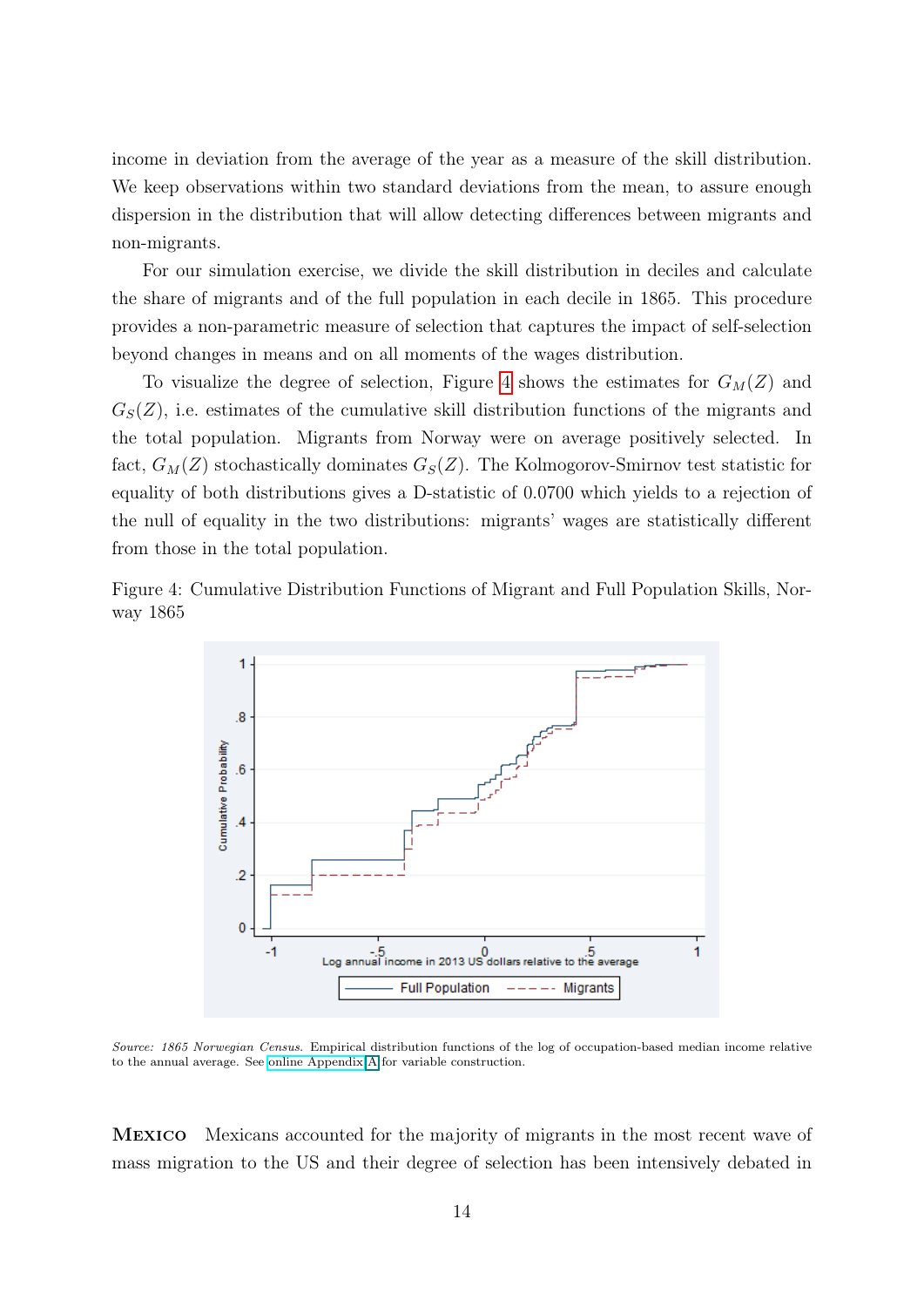income in deviation from the average of the year as a measure of the skill distribution. We keep observations within two standard deviations from the mean, to assure enough dispersion in the distribution that will allow detecting differences between migrants and non-migrants.

For our simulation exercise, we divide the skill distribution in deciles and calculate the share of migrants and of the full population in each decile in 1865. This procedure provides a non-parametric measure of selection that captures the impact of self-selection beyond changes in means and on all moments of the wages distribution.

To visualize the degree of selection, Figure 4 shows the estimates for $G_M(Z)$ and $G_S(Z)$, i.e. estimates of the cumulative skill distribution functions of the migrants and the total population. Migrants from Norway were on average positively selected. In fact, $G_M(Z)$ stochastically dominates $G_S(Z)$. The Kolmogorov-Smirnov test statistic for equality of both distributions gives a D-statistic of 0.0700 which yields to a rejection of the null of equality in the two distributions: migrants' wages are statistically different from those in the total population.

Figure 4: Cumulative Distribution Functions of Migrant and Full Population Skills, Norway 1865

*Source: 1865 Norwegian Census.* Empirical distribution functions of the log of occupation-based median income relative to the annual average. See online Appendix A for variable construction.

**Mexico** Mexicans accounted for the majority of migrants in the most recent wave of mass migration to the US and their degree of selection has been intensively debated in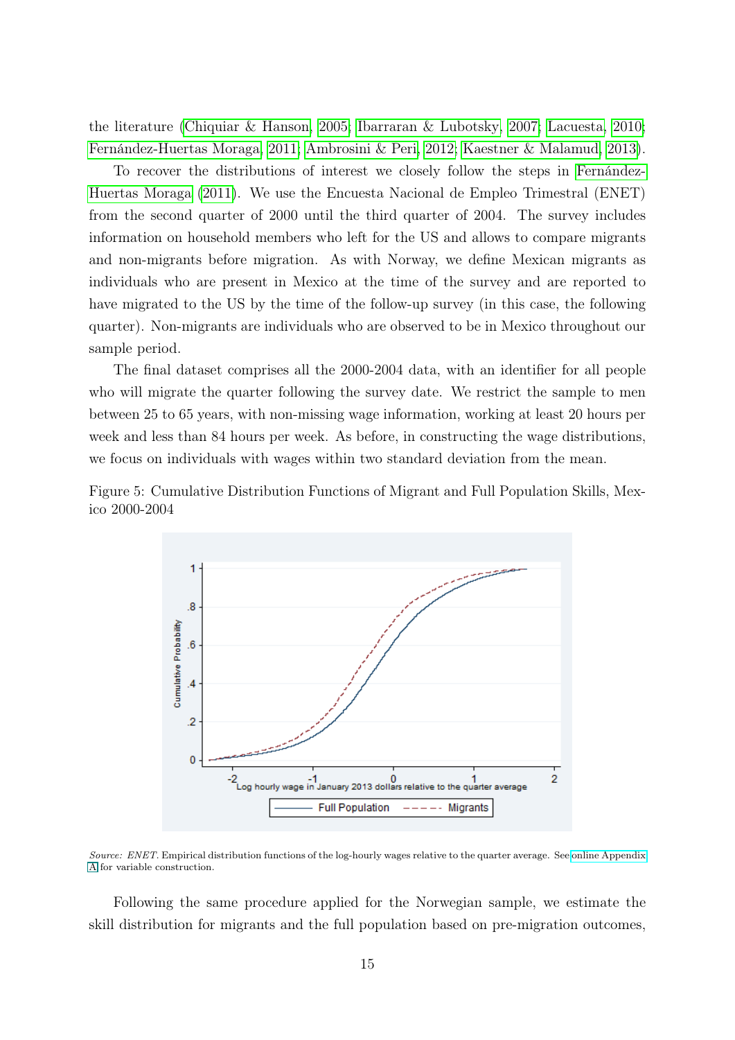the literature (Chiquiar & Hanson, 2005; Ibarraran & Lubotsky, 2007; Lacuesta, 2010; Fernández-Huertas Moraga, 2011; Ambrosini & Peri, 2012; Kaestner & Malamud, 2013).

To recover the distributions of interest we closely follow the steps in Fernández-Huertas Moraga (2011). We use the Encuesta Nacional de Empleo Trimestral (ENET) from the second quarter of 2000 until the third quarter of 2004. The survey includes information on household members who left for the US and allows to compare migrants and non-migrants before migration. As with Norway, we define Mexican migrants as individuals who are present in Mexico at the time of the survey and are reported to have migrated to the US by the time of the follow-up survey (in this case, the following quarter). Non-migrants are individuals who are observed to be in Mexico throughout our sample period.

The final dataset comprises all the 2000-2004 data, with an identifier for all people who will migrate the quarter following the survey date. We restrict the sample to men between 25 to 65 years, with non-missing wage information, working at least 20 hours per week and less than 84 hours per week. As before, in constructing the wage distributions, we focus on individuals with wages within two standard deviation from the mean.

Figure 5: Cumulative Distribution Functions of Migrant and Full Population Skills, Mexico 2000-2004

*Source: ENET.* Empirical distribution functions of the log-hourly wages relative to the quarter average. See online Appendix A for variable construction.

Following the same procedure applied for the Norwegian sample, we estimate the skill distribution for migrants and the full population based on pre-migration outcomes,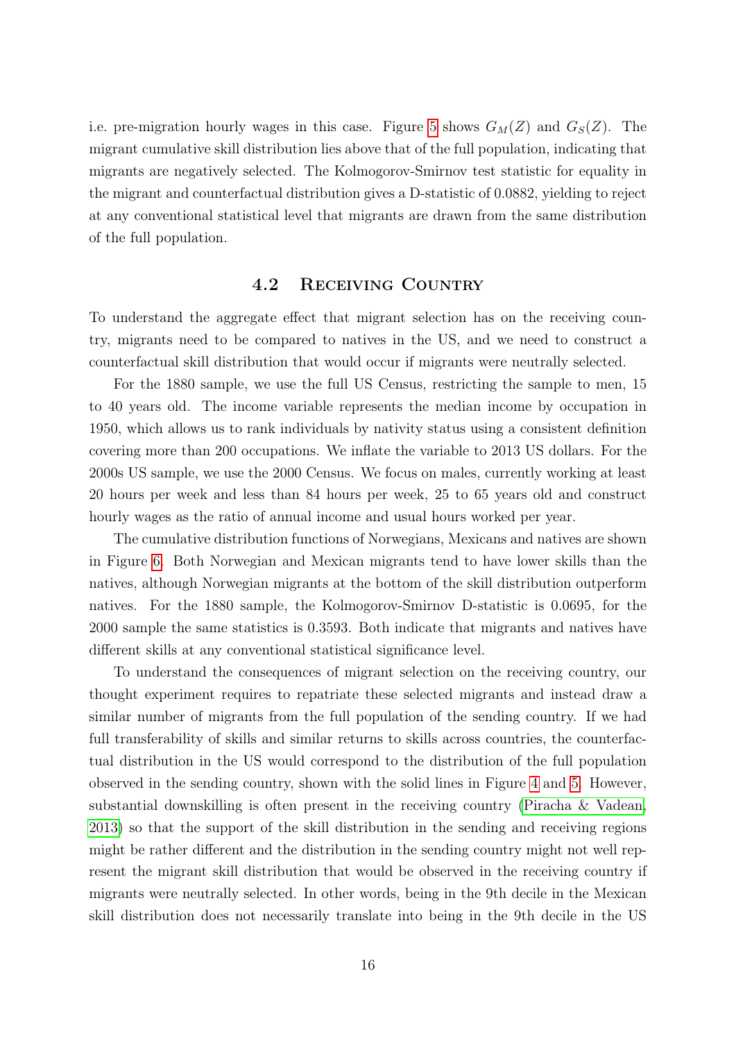i.e. pre-migration hourly wages in this case. Figure 5 shows $G_M(Z)$ and $G_S(Z)$. The migrant cumulative skill distribution lies above that of the full population, indicating that migrants are negatively selected. The Kolmogorov-Smirnov test statistic for equality in the migrant and counterfactual distribution gives a D-statistic of 0.0882, yielding to reject at any conventional statistical level that migrants are drawn from the same distribution of the full population.

## 4.2 Receiving Country

To understand the aggregate effect that migrant selection has on the receiving country, migrants need to be compared to natives in the US, and we need to construct a counterfactual skill distribution that would occur if migrants were neutrally selected.

For the 1880 sample, we use the full US Census, restricting the sample to men, 15 to 40 years old. The income variable represents the median income by occupation in 1950, which allows us to rank individuals by nativity status using a consistent definition covering more than 200 occupations. We inflate the variable to 2013 US dollars. For the 2000s US sample, we use the 2000 Census. We focus on males, currently working at least 20 hours per week and less than 84 hours per week, 25 to 65 years old and construct hourly wages as the ratio of annual income and usual hours worked per year.

The cumulative distribution functions of Norwegians, Mexicans and natives are shown in Figure 6. Both Norwegian and Mexican migrants tend to have lower skills than the natives, although Norwegian migrants at the bottom of the skill distribution outperform natives. For the 1880 sample, the Kolmogorov-Smirnov D-statistic is 0.0695, for the 2000 sample the same statistics is 0.3593. Both indicate that migrants and natives have different skills at any conventional statistical significance level.

To understand the consequences of migrant selection on the receiving country, our thought experiment requires to repatriate these selected migrants and instead draw a similar number of migrants from the full population of the sending country. If we had full transferability of skills and similar returns to skills across countries, the counterfactual distribution in the US would correspond to the distribution of the full population observed in the sending country, shown with the solid lines in Figure 4 and 5. However, substantial downskilling is often present in the receiving country (Piracha & Vadean, 2013) so that the support of the skill distribution in the sending and receiving regions might be rather different and the distribution in the sending country might not well represent the migrant skill distribution that would be observed in the receiving country if migrants were neutrally selected. In other words, being in the 9th decile in the Mexican skill distribution does not necessarily translate into being in the 9th decile in the US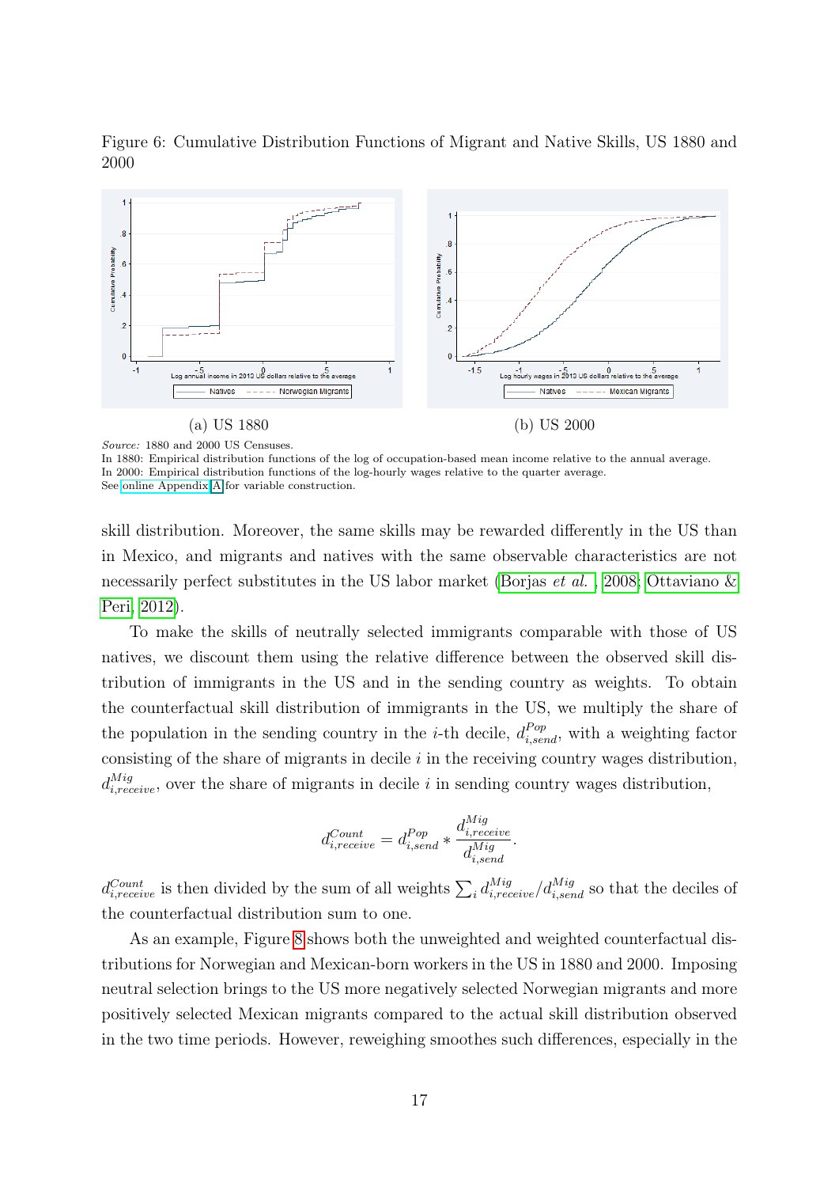Figure 6: Cumulative Distribution Functions of Migrant and Native Skills, US 1880 and 2000

(a) US 1880

(b) US 2000

*Source:* 1880 and 2000 US Censuses.
In 1880: Empirical distribution functions of the log of occupation-based mean income relative to the annual average.
In 2000: Empirical distribution functions of the log-hourly wages relative to the quarter average.
See online Appendix A for variable construction.

skill distribution. Moreover, the same skills may be rewarded differently in the US than in Mexico, and migrants and natives with the same observable characteristics are not necessarily perfect substitutes in the US labor market (Borjas *et al.* , 2008; Ottaviano & Peri, 2012).

To make the skills of neutrally selected immigrants comparable with those of US natives, we discount them using the relative difference between the observed skill distribution of immigrants in the US and in the sending country as weights. To obtain the counterfactual skill distribution of immigrants in the US, we multiply the share of the population in the sending country in the $i$-th decile, $d^{Pop}_{i,send}$, with a weighting factor consisting of the share of migrants in decile $i$ in the receiving country wages distribution, $d^{Mig}_{i,receive}$, over the share of migrants in decile $i$ in sending country wages distribution,

$$d^{Count}_{i,receive} = d^{Pop}_{i,send} * \frac{d^{Mig}_{i,receive}}{d^{Mig}_{i,send}}.$$

$d^{Count}_{i,receive}$ is then divided by the sum of all weights $\sum_i d^{Mig}_{i,receive}/d^{Mig}_{i,send}$ so that the deciles of the counterfactual distribution sum to one.

As an example, Figure 8 shows both the unweighted and weighted counterfactual distributions for Norwegian and Mexican-born workers in the US in 1880 and 2000. Imposing neutral selection brings to the US more negatively selected Norwegian migrants and more positively selected Mexican migrants compared to the actual skill distribution observed in the two time periods. However, reweighing smoothes such differences, especially in the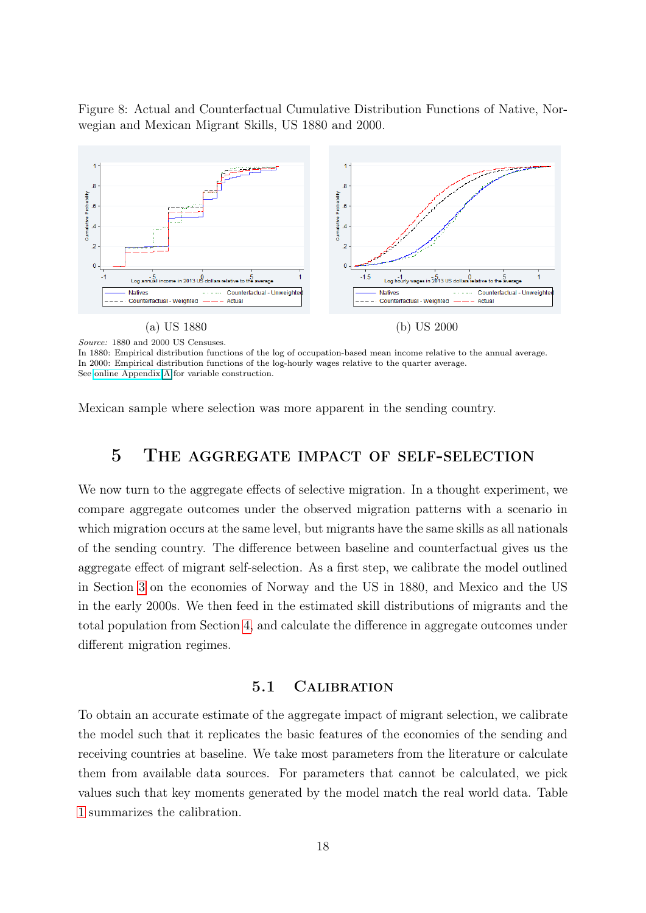Figure 8: Actual and Counterfactual Cumulative Distribution Functions of Native, Norwegian and Mexican Migrant Skills, US 1880 and 2000.

(a) US 1880

(b) US 2000

*Source:* 1880 and 2000 US Censuses.
In 1880: Empirical distribution functions of the log of occupation-based mean income relative to the annual average.
In 2000: Empirical distribution functions of the log-hourly wages relative to the quarter average.
See online Appendix A for variable construction.

Mexican sample where selection was more apparent in the sending country.

# 5 The aggregate impact of self-selection

We now turn to the aggregate effects of selective migration. In a thought experiment, we compare aggregate outcomes under the observed migration patterns with a scenario in which migration occurs at the same level, but migrants have the same skills as all nationals of the sending country. The difference between baseline and counterfactual gives us the aggregate effect of migrant self-selection. As a first step, we calibrate the model outlined in Section 3 on the economies of Norway and the US in 1880, and Mexico and the US in the early 2000s. We then feed in the estimated skill distributions of migrants and the total population from Section 4, and calculate the difference in aggregate outcomes under different migration regimes.

## 5.1 Calibration

To obtain an accurate estimate of the aggregate impact of migrant selection, we calibrate the model such that it replicates the basic features of the economies of the sending and receiving countries at baseline. We take most parameters from the literature or calculate them from available data sources. For parameters that cannot be calculated, we pick values such that key moments generated by the model match the real world data. Table 1 summarizes the calibration.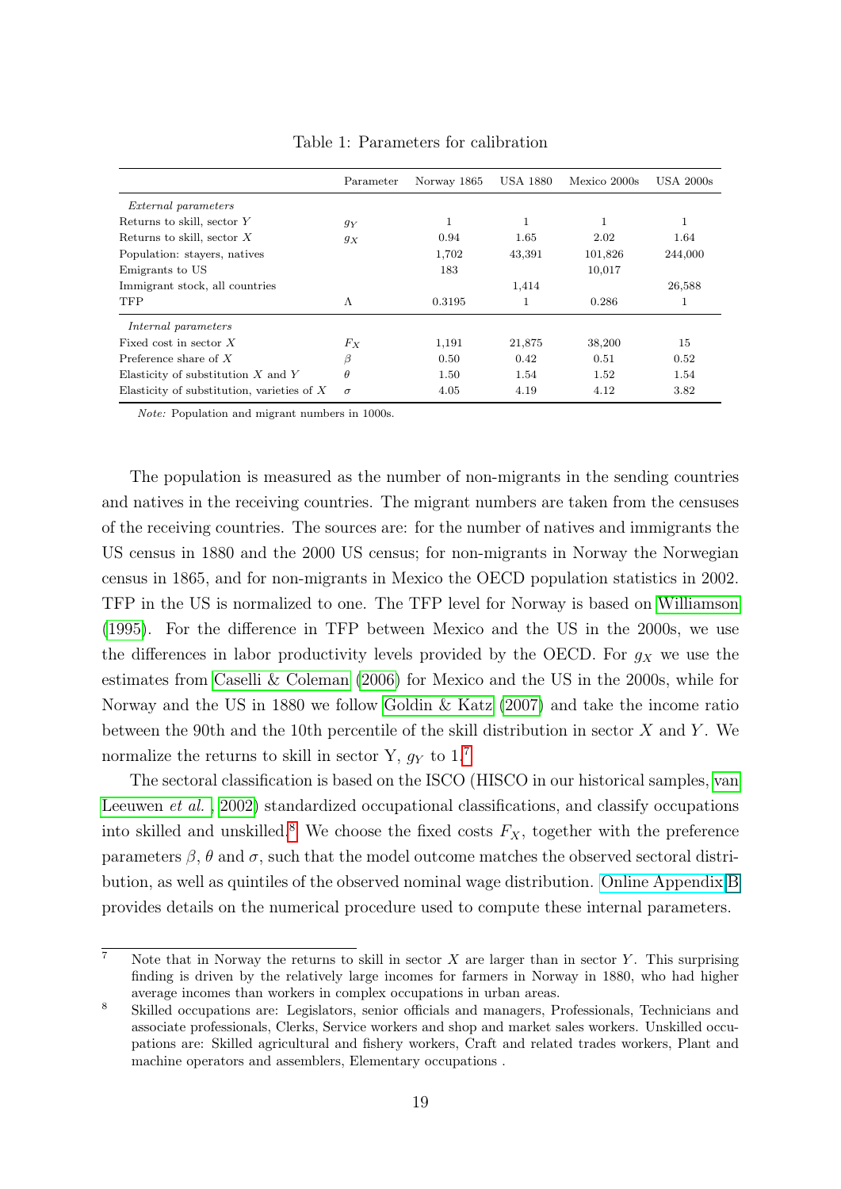Table 1: Parameters for calibration

| | Parameter | Norway 1865 | USA 1880 | Mexico 2000s | USA 2000s |
|---|---|---|---|---|---|
| *External parameters* | | | | | |
| Returns to skill, sector $Y$ | $g_Y$ | 1 | 1 | 1 | 1 |
| Returns to skill, sector $X$ | $g_X$ | 0.94 | 1.65 | 2.02 | 1.64 |
| Population: stayers, natives | | 1,702 | 43,391 | 101,826 | 244,000 |
| Emigrants to US | | 183 | | 10,017 | |
| Immigrant stock, all countries | | | 1,414 | | 26,588 |
| TFP | $\Lambda$ | 0.3195 | 1 | 0.286 | 1 |
| *Internal parameters* | | | | | |
| Fixed cost in sector $X$ | $F_X$ | 1,191 | 21,875 | 38,200 | 15 |
| Preference share of $X$ | $\beta$ | 0.50 | 0.42 | 0.51 | 0.52 |
| Elasticity of substitution $X$ and $Y$ | $\theta$ | 1.50 | 1.54 | 1.52 | 1.54 |
| Elasticity of substitution, varieties of $X$ | $\sigma$ | 4.05 | 4.19 | 4.12 | 3.82 |

*Note:* Population and migrant numbers in 1000s.

The population is measured as the number of non-migrants in the sending countries and natives in the receiving countries. The migrant numbers are taken from the censuses of the receiving countries. The sources are: for the number of natives and immigrants the US census in 1880 and the 2000 US census; for non-migrants in Norway the Norwegian census in 1865, and for non-migrants in Mexico the OECD population statistics in 2002. TFP in the US is normalized to one. The TFP level for Norway is based on Williamson (1995). For the difference in TFP between Mexico and the US in the 2000s, we use the differences in labor productivity levels provided by the OECD. For $g_X$ we use the estimates from Caselli & Coleman (2006) for Mexico and the US in the 2000s, while for Norway and the US in 1880 we follow Goldin & Katz (2007) and take the income ratio between the 90th and the 10th percentile of the skill distribution in sector $X$ and $Y$. We normalize the returns to skill in sector Y, $g_Y$ to 1.[7]

The sectoral classification is based on the ISCO (HISCO in our historical samples, van Leeuwen *et al.*, 2002) standardized occupational classifications, and classify occupations into skilled and unskilled.[8] We choose the fixed costs $F_X$, together with the preference parameters $\beta$, $\theta$ and $\sigma$, such that the model outcome matches the observed sectoral distribution, as well as quintiles of the observed nominal wage distribution. Online Appendix B provides details on the numerical procedure used to compute these internal parameters.

[7] Note that in Norway the returns to skill in sector $X$ are larger than in sector $Y$. This surprising finding is driven by the relatively large incomes for farmers in Norway in 1880, who had higher average incomes than workers in complex occupations in urban areas.

[8] Skilled occupations are: Legislators, senior officials and managers, Professionals, Technicians and associate professionals, Clerks, Service workers and shop and market sales workers. Unskilled occupations are: Skilled agricultural and fishery workers, Craft and related trades workers, Plant and machine operators and assemblers, Elementary occupations .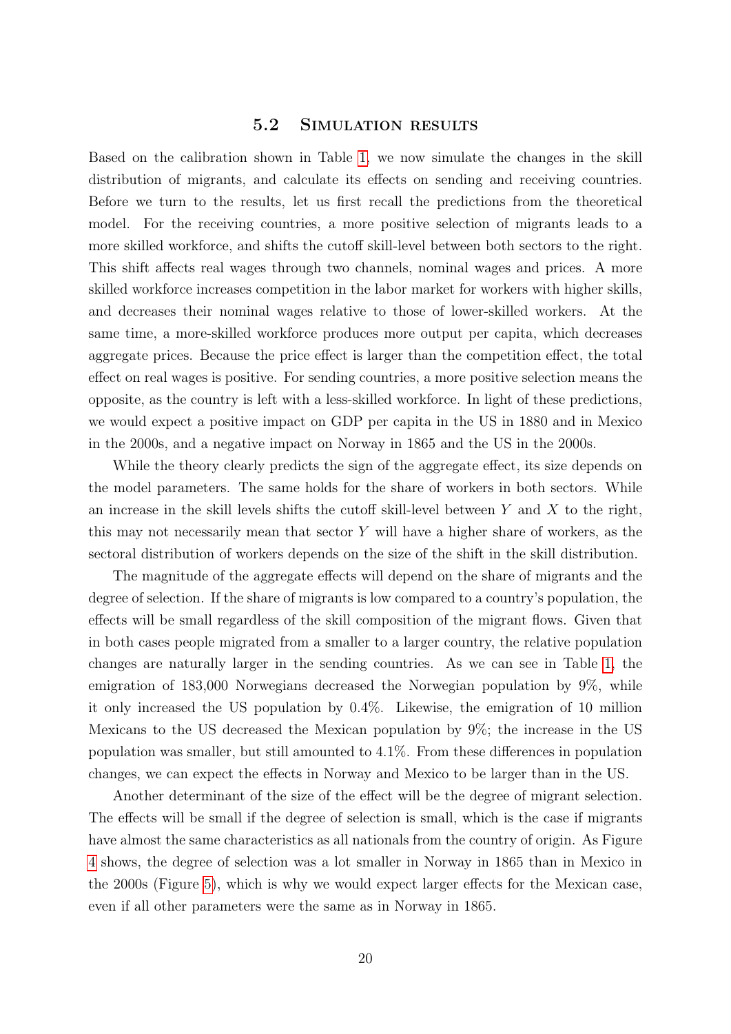### 5.2 Simulation results

Based on the calibration shown in Table 1, we now simulate the changes in the skill distribution of migrants, and calculate its effects on sending and receiving countries. Before we turn to the results, let us first recall the predictions from the theoretical model. For the receiving countries, a more positive selection of migrants leads to a more skilled workforce, and shifts the cutoff skill-level between both sectors to the right. This shift affects real wages through two channels, nominal wages and prices. A more skilled workforce increases competition in the labor market for workers with higher skills, and decreases their nominal wages relative to those of lower-skilled workers. At the same time, a more-skilled workforce produces more output per capita, which decreases aggregate prices. Because the price effect is larger than the competition effect, the total effect on real wages is positive. For sending countries, a more positive selection means the opposite, as the country is left with a less-skilled workforce. In light of these predictions, we would expect a positive impact on GDP per capita in the US in 1880 and in Mexico in the 2000s, and a negative impact on Norway in 1865 and the US in the 2000s.

While the theory clearly predicts the sign of the aggregate effect, its size depends on the model parameters. The same holds for the share of workers in both sectors. While an increase in the skill levels shifts the cutoff skill-level between $Y$ and $X$ to the right, this may not necessarily mean that sector $Y$ will have a higher share of workers, as the sectoral distribution of workers depends on the size of the shift in the skill distribution.

The magnitude of the aggregate effects will depend on the share of migrants and the degree of selection. If the share of migrants is low compared to a country's population, the effects will be small regardless of the skill composition of the migrant flows. Given that in both cases people migrated from a smaller to a larger country, the relative population changes are naturally larger in the sending countries. As we can see in Table 1, the emigration of 183,000 Norwegians decreased the Norwegian population by 9%, while it only increased the US population by 0.4%. Likewise, the emigration of 10 million Mexicans to the US decreased the Mexican population by 9%; the increase in the US population was smaller, but still amounted to 4.1%. From these differences in population changes, we can expect the effects in Norway and Mexico to be larger than in the US.

Another determinant of the size of the effect will be the degree of migrant selection. The effects will be small if the degree of selection is small, which is the case if migrants have almost the same characteristics as all nationals from the country of origin. As Figure 4 shows, the degree of selection was a lot smaller in Norway in 1865 than in Mexico in the 2000s (Figure 5), which is why we would expect larger effects for the Mexican case, even if all other parameters were the same as in Norway in 1865.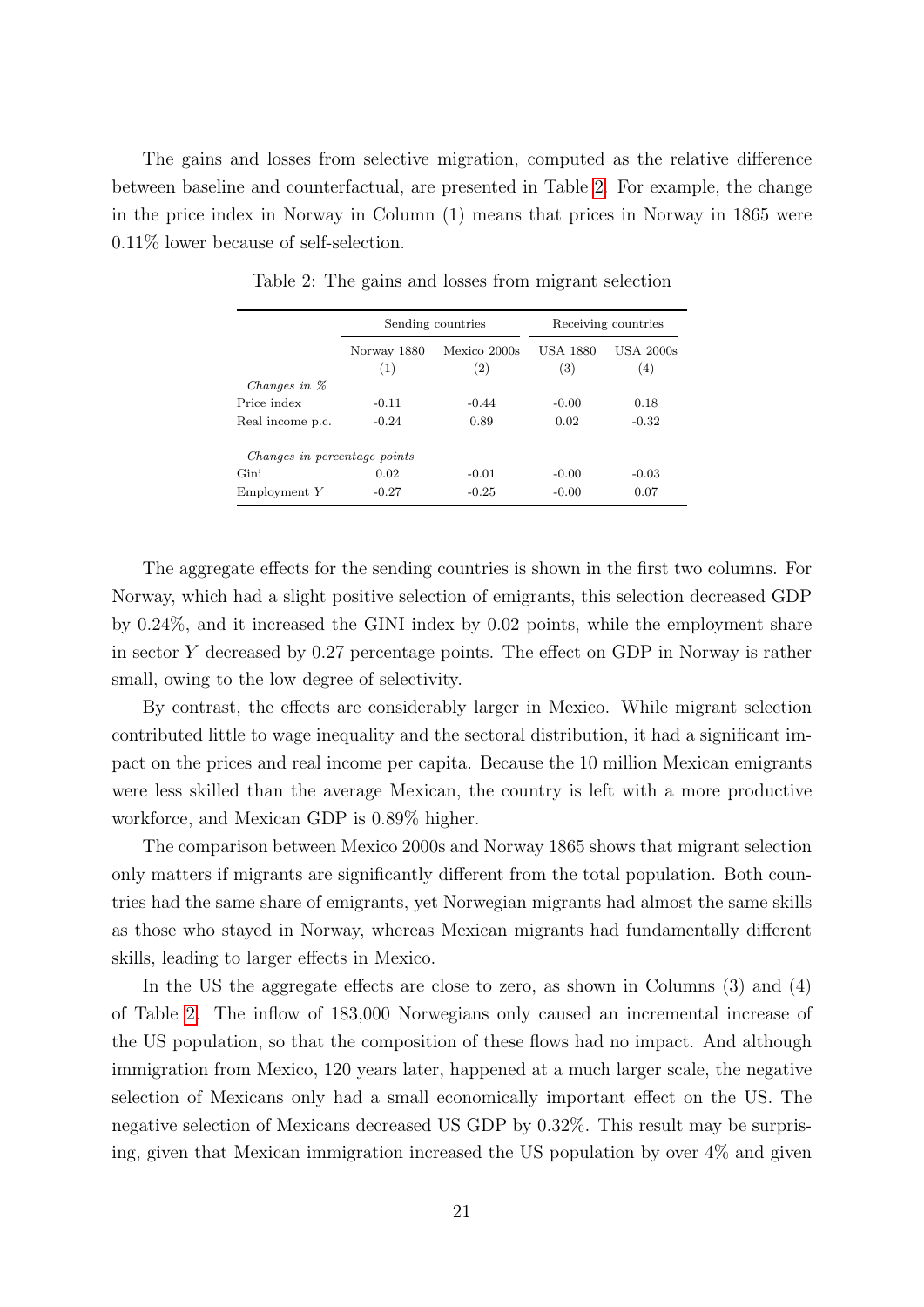The gains and losses from selective migration, computed as the relative difference between baseline and counterfactual, are presented in Table 2. For example, the change in the price index in Norway in Column (1) means that prices in Norway in 1865 were 0.11% lower because of self-selection.

Table 2: The gains and losses from migrant selection

| | Sending countries | | Receiving countries | |
|---|---|---|---|---|
| | Norway 1880 | Mexico 2000s | USA 1880 | USA 2000s |
| | (1) | (2) | (3) | (4) |
| *Changes in %* | | | | |
| Price index | -0.11 | -0.44 | -0.00 | 0.18 |
| Real income p.c. | -0.24 | 0.89 | 0.02 | -0.32 |
| *Changes in percentage points* | | | | |
| Gini | 0.02 | -0.01 | -0.00 | -0.03 |
| Employment $Y$ | -0.27 | -0.25 | -0.00 | 0.07 |

The aggregate effects for the sending countries is shown in the first two columns. For Norway, which had a slight positive selection of emigrants, this selection decreased GDP by 0.24%, and it increased the GINI index by 0.02 points, while the employment share in sector $Y$ decreased by 0.27 percentage points. The effect on GDP in Norway is rather small, owing to the low degree of selectivity.

By contrast, the effects are considerably larger in Mexico. While migrant selection contributed little to wage inequality and the sectoral distribution, it had a significant impact on the prices and real income per capita. Because the 10 million Mexican emigrants were less skilled than the average Mexican, the country is left with a more productive workforce, and Mexican GDP is 0.89% higher.

The comparison between Mexico 2000s and Norway 1865 shows that migrant selection only matters if migrants are significantly different from the total population. Both countries had the same share of emigrants, yet Norwegian migrants had almost the same skills as those who stayed in Norway, whereas Mexican migrants had fundamentally different skills, leading to larger effects in Mexico.

In the US the aggregate effects are close to zero, as shown in Columns (3) and (4) of Table 2. The inflow of 183,000 Norwegians only caused an incremental increase of the US population, so that the composition of these flows had no impact. And although immigration from Mexico, 120 years later, happened at a much larger scale, the negative selection of Mexicans only had a small economically important effect on the US. The negative selection of Mexicans decreased US GDP by 0.32%. This result may be surprising, given that Mexican immigration increased the US population by over 4% and given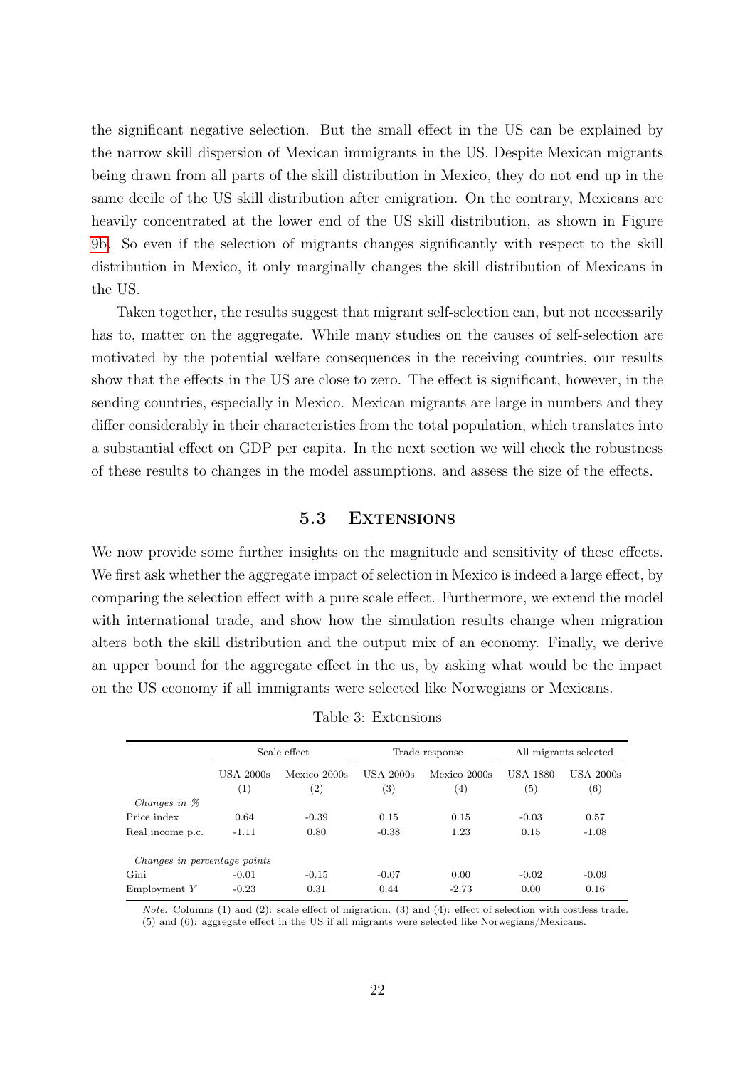the significant negative selection. But the small effect in the US can be explained by the narrow skill dispersion of Mexican immigrants in the US. Despite Mexican migrants being drawn from all parts of the skill distribution in Mexico, they do not end up in the same decile of the US skill distribution after emigration. On the contrary, Mexicans are heavily concentrated at the lower end of the US skill distribution, as shown in Figure 9b. So even if the selection of migrants changes significantly with respect to the skill distribution in Mexico, it only marginally changes the skill distribution of Mexicans in the US.

Taken together, the results suggest that migrant self-selection can, but not necessarily has to, matter on the aggregate. While many studies on the causes of self-selection are motivated by the potential welfare consequences in the receiving countries, our results show that the effects in the US are close to zero. The effect is significant, however, in the sending countries, especially in Mexico. Mexican migrants are large in numbers and they differ considerably in their characteristics from the total population, which translates into a substantial effect on GDP per capita. In the next section we will check the robustness of these results to changes in the model assumptions, and assess the size of the effects.

### 5.3 Extensions

We now provide some further insights on the magnitude and sensitivity of these effects. We first ask whether the aggregate impact of selection in Mexico is indeed a large effect, by comparing the selection effect with a pure scale effect. Furthermore, we extend the model with international trade, and show how the simulation results change when migration alters both the skill distribution and the output mix of an economy. Finally, we derive an upper bound for the aggregate effect in the us, by asking what would be the impact on the US economy if all immigrants were selected like Norwegians or Mexicans.

Table 3: Extensions

| | Scale effect | | Trade response | | All migrants selected | |
|---|---|---|---|---|---|---|
| | USA 2000s (1) | Mexico 2000s (2) | USA 2000s (3) | Mexico 2000s (4) | USA 1880 (5) | USA 2000s (6) |
| *Changes in %* | | | | | | |
| Price index | 0.64 | -0.39 | 0.15 | 0.15 | -0.03 | 0.57 |
| Real income p.c. | -1.11 | 0.80 | -0.38 | 1.23 | 0.15 | -1.08 |
| *Changes in percentage points* | | | | | | |
| Gini | -0.01 | -0.15 | -0.07 | 0.00 | -0.02 | -0.09 |
| Employment $Y$ | -0.23 | 0.31 | 0.44 | -2.73 | 0.00 | 0.16 |

*Note:* Columns (1) and (2): scale effect of migration. (3) and (4): effect of selection with costless trade. (5) and (6): aggregate effect in the US if all migrants were selected like Norwegians/Mexicans.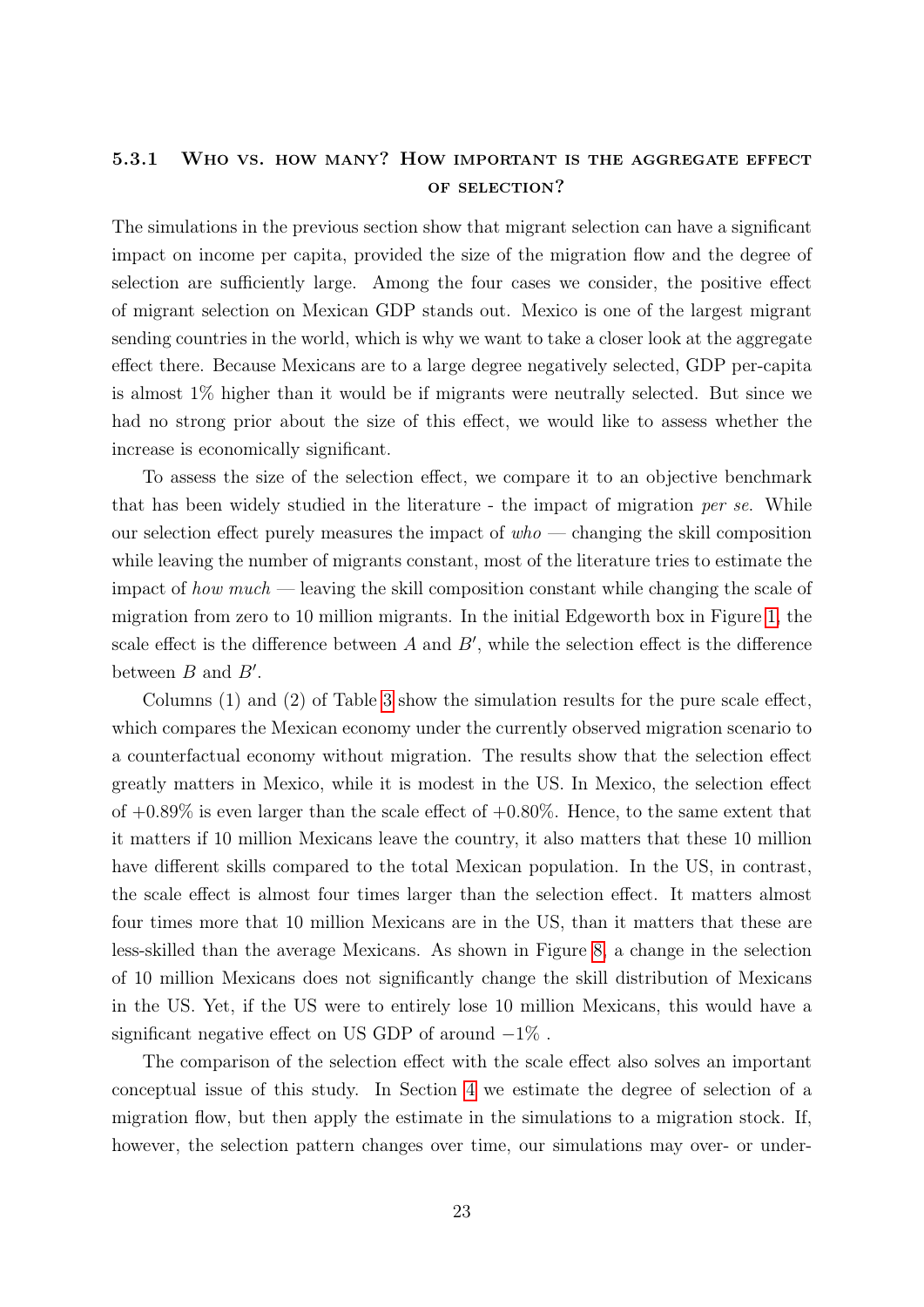### 5.3.1 Who vs. how many? How important is the aggregate effect of selection?

The simulations in the previous section show that migrant selection can have a significant impact on income per capita, provided the size of the migration flow and the degree of selection are sufficiently large. Among the four cases we consider, the positive effect of migrant selection on Mexican GDP stands out. Mexico is one of the largest migrant sending countries in the world, which is why we want to take a closer look at the aggregate effect there. Because Mexicans are to a large degree negatively selected, GDP per-capita is almost 1% higher than it would be if migrants were neutrally selected. But since we had no strong prior about the size of this effect, we would like to assess whether the increase is economically significant.

To assess the size of the selection effect, we compare it to an objective benchmark that has been widely studied in the literature - the impact of migration *per se*. While our selection effect purely measures the impact of *who* — changing the skill composition while leaving the number of migrants constant, most of the literature tries to estimate the impact of *how much* — leaving the skill composition constant while changing the scale of migration from zero to 10 million migrants. In the initial Edgeworth box in Figure 1, the scale effect is the difference between $A$ and $B'$, while the selection effect is the difference between $B$ and $B'$.

Columns (1) and (2) of Table 3 show the simulation results for the pure scale effect, which compares the Mexican economy under the currently observed migration scenario to a counterfactual economy without migration. The results show that the selection effect greatly matters in Mexico, while it is modest in the US. In Mexico, the selection effect of +0.89% is even larger than the scale effect of +0.80%. Hence, to the same extent that it matters if 10 million Mexicans leave the country, it also matters that these 10 million have different skills compared to the total Mexican population. In the US, in contrast, the scale effect is almost four times larger than the selection effect. It matters almost four times more that 10 million Mexicans are in the US, than it matters that these are less-skilled than the average Mexicans. As shown in Figure 8, a change in the selection of 10 million Mexicans does not significantly change the skill distribution of Mexicans in the US. Yet, if the US were to entirely lose 10 million Mexicans, this would have a significant negative effect on US GDP of around −1% .

The comparison of the selection effect with the scale effect also solves an important conceptual issue of this study. In Section 4 we estimate the degree of selection of a migration flow, but then apply the estimate in the simulations to a migration stock. If, however, the selection pattern changes over time, our simulations may over- or under-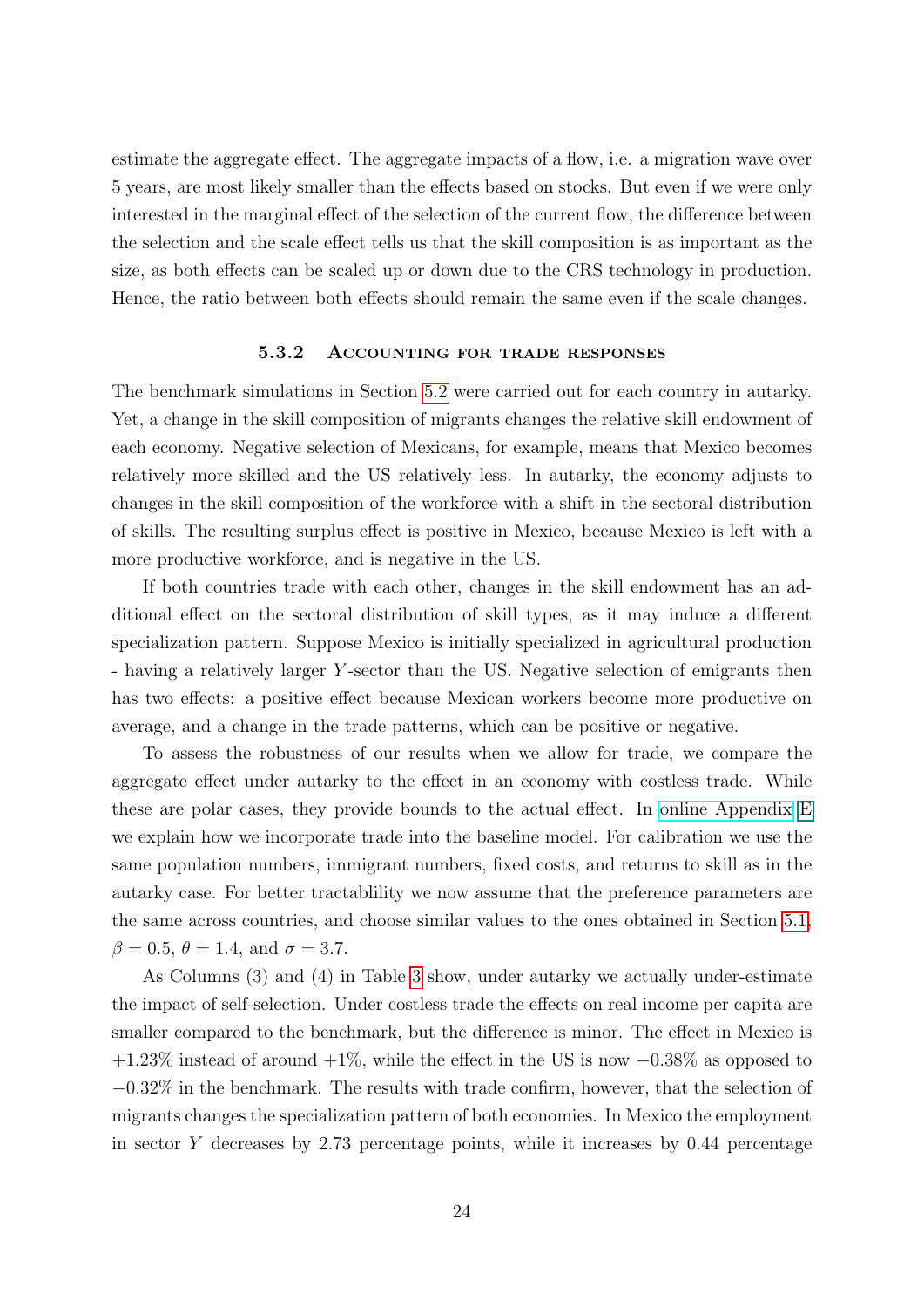estimate the aggregate effect. The aggregate impacts of a flow, i.e. a migration wave over 5 years, are most likely smaller than the effects based on stocks. But even if we were only interested in the marginal effect of the selection of the current flow, the difference between the selection and the scale effect tells us that the skill composition is as important as the size, as both effects can be scaled up or down due to the CRS technology in production. Hence, the ratio between both effects should remain the same even if the scale changes.

### 5.3.2 Accounting for trade responses

The benchmark simulations in Section 5.2 were carried out for each country in autarky. Yet, a change in the skill composition of migrants changes the relative skill endowment of each economy. Negative selection of Mexicans, for example, means that Mexico becomes relatively more skilled and the US relatively less. In autarky, the economy adjusts to changes in the skill composition of the workforce with a shift in the sectoral distribution of skills. The resulting surplus effect is positive in Mexico, because Mexico is left with a more productive workforce, and is negative in the US.

If both countries trade with each other, changes in the skill endowment has an additional effect on the sectoral distribution of skill types, as it may induce a different specialization pattern. Suppose Mexico is initially specialized in agricultural production - having a relatively larger $Y$-sector than the US. Negative selection of emigrants then has two effects: a positive effect because Mexican workers become more productive on average, and a change in the trade patterns, which can be positive or negative.

To assess the robustness of our results when we allow for trade, we compare the aggregate effect under autarky to the effect in an economy with costless trade. While these are polar cases, they provide bounds to the actual effect. In online Appendix E we explain how we incorporate trade into the baseline model. For calibration we use the same population numbers, immigrant numbers, fixed costs, and returns to skill as in the autarky case. For better tractablility we now assume that the preference parameters are the same across countries, and choose similar values to the ones obtained in Section 5.1, $\beta = 0.5$, $\theta = 1.4$, and $\sigma = 3.7$.

As Columns (3) and (4) in Table 3 show, under autarky we actually under-estimate the impact of self-selection. Under costless trade the effects on real income per capita are smaller compared to the benchmark, but the difference is minor. The effect in Mexico is $+1.23\%$ instead of around $+1\%$, while the effect in the US is now $-0.38\%$ as opposed to $-0.32\%$ in the benchmark. The results with trade confirm, however, that the selection of migrants changes the specialization pattern of both economies. In Mexico the employment in sector $Y$ decreases by 2.73 percentage points, while it increases by 0.44 percentage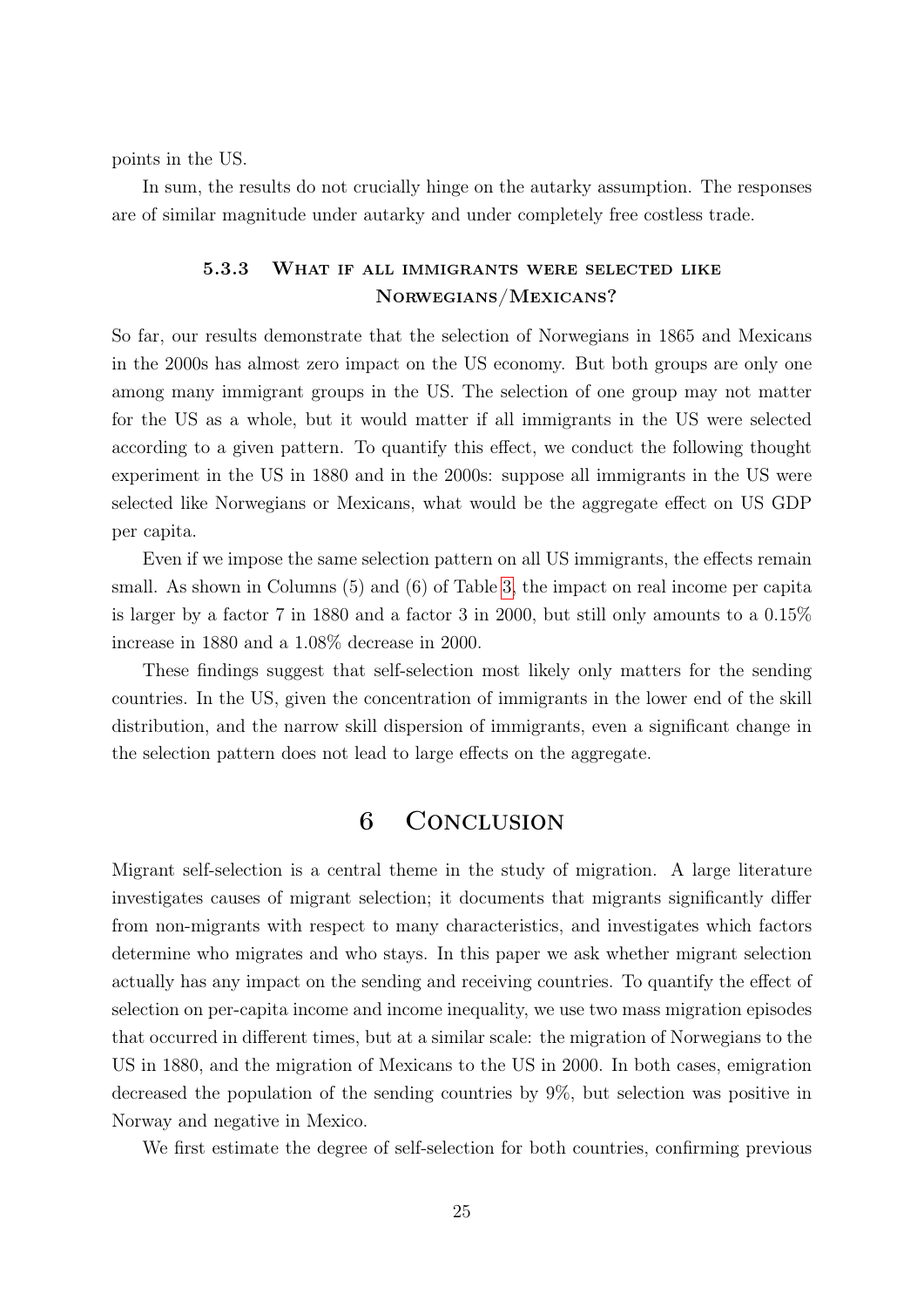points in the US.

In sum, the results do not crucially hinge on the autarky assumption. The responses are of similar magnitude under autarky and under completely free costless trade.

### 5.3.3 What if all immigrants were selected like Norwegians/Mexicans?

So far, our results demonstrate that the selection of Norwegians in 1865 and Mexicans in the 2000s has almost zero impact on the US economy. But both groups are only one among many immigrant groups in the US. The selection of one group may not matter for the US as a whole, but it would matter if all immigrants in the US were selected according to a given pattern. To quantify this effect, we conduct the following thought experiment in the US in 1880 and in the 2000s: suppose all immigrants in the US were selected like Norwegians or Mexicans, what would be the aggregate effect on US GDP per capita.

Even if we impose the same selection pattern on all US immigrants, the effects remain small. As shown in Columns (5) and (6) of Table 3, the impact on real income per capita is larger by a factor 7 in 1880 and a factor 3 in 2000, but still only amounts to a 0.15% increase in 1880 and a 1.08% decrease in 2000.

These findings suggest that self-selection most likely only matters for the sending countries. In the US, given the concentration of immigrants in the lower end of the skill distribution, and the narrow skill dispersion of immigrants, even a significant change in the selection pattern does not lead to large effects on the aggregate.

## 6 Conclusion

Migrant self-selection is a central theme in the study of migration. A large literature investigates causes of migrant selection; it documents that migrants significantly differ from non-migrants with respect to many characteristics, and investigates which factors determine who migrates and who stays. In this paper we ask whether migrant selection actually has any impact on the sending and receiving countries. To quantify the effect of selection on per-capita income and income inequality, we use two mass migration episodes that occurred in different times, but at a similar scale: the migration of Norwegians to the US in 1880, and the migration of Mexicans to the US in 2000. In both cases, emigration decreased the population of the sending countries by 9%, but selection was positive in Norway and negative in Mexico.

We first estimate the degree of self-selection for both countries, confirming previous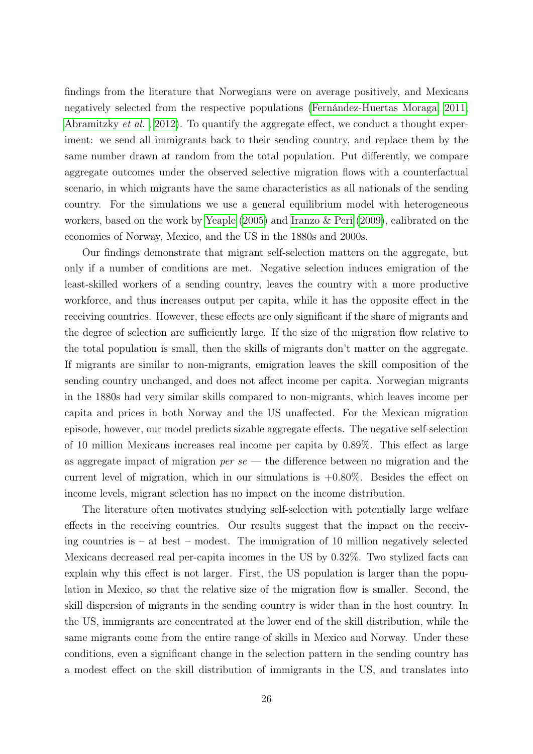findings from the literature that Norwegians were on average positively, and Mexicans negatively selected from the respective populations (Fernández-Huertas Moraga, 2011; Abramitzky *et al.*, 2012). To quantify the aggregate effect, we conduct a thought experiment: we send all immigrants back to their sending country, and replace them by the same number drawn at random from the total population. Put differently, we compare aggregate outcomes under the observed selective migration flows with a counterfactual scenario, in which migrants have the same characteristics as all nationals of the sending country. For the simulations we use a general equilibrium model with heterogeneous workers, based on the work by Yeaple (2005) and Iranzo & Peri (2009), calibrated on the economies of Norway, Mexico, and the US in the 1880s and 2000s.

Our findings demonstrate that migrant self-selection matters on the aggregate, but only if a number of conditions are met. Negative selection induces emigration of the least-skilled workers of a sending country, leaves the country with a more productive workforce, and thus increases output per capita, while it has the opposite effect in the receiving countries. However, these effects are only significant if the share of migrants and the degree of selection are sufficiently large. If the size of the migration flow relative to the total population is small, then the skills of migrants don't matter on the aggregate. If migrants are similar to non-migrants, emigration leaves the skill composition of the sending country unchanged, and does not affect income per capita. Norwegian migrants in the 1880s had very similar skills compared to non-migrants, which leaves income per capita and prices in both Norway and the US unaffected. For the Mexican migration episode, however, our model predicts sizable aggregate effects. The negative self-selection of 10 million Mexicans increases real income per capita by 0.89%. This effect as large as aggregate impact of migration *per se* — the difference between no migration and the current level of migration, which in our simulations is +0.80%. Besides the effect on income levels, migrant selection has no impact on the income distribution.

The literature often motivates studying self-selection with potentially large welfare effects in the receiving countries. Our results suggest that the impact on the receiving countries is – at best – modest. The immigration of 10 million negatively selected Mexicans decreased real per-capita incomes in the US by 0.32%. Two stylized facts can explain why this effect is not larger. First, the US population is larger than the population in Mexico, so that the relative size of the migration flow is smaller. Second, the skill dispersion of migrants in the sending country is wider than in the host country. In the US, immigrants are concentrated at the lower end of the skill distribution, while the same migrants come from the entire range of skills in Mexico and Norway. Under these conditions, even a significant change in the selection pattern in the sending country has a modest effect on the skill distribution of immigrants in the US, and translates into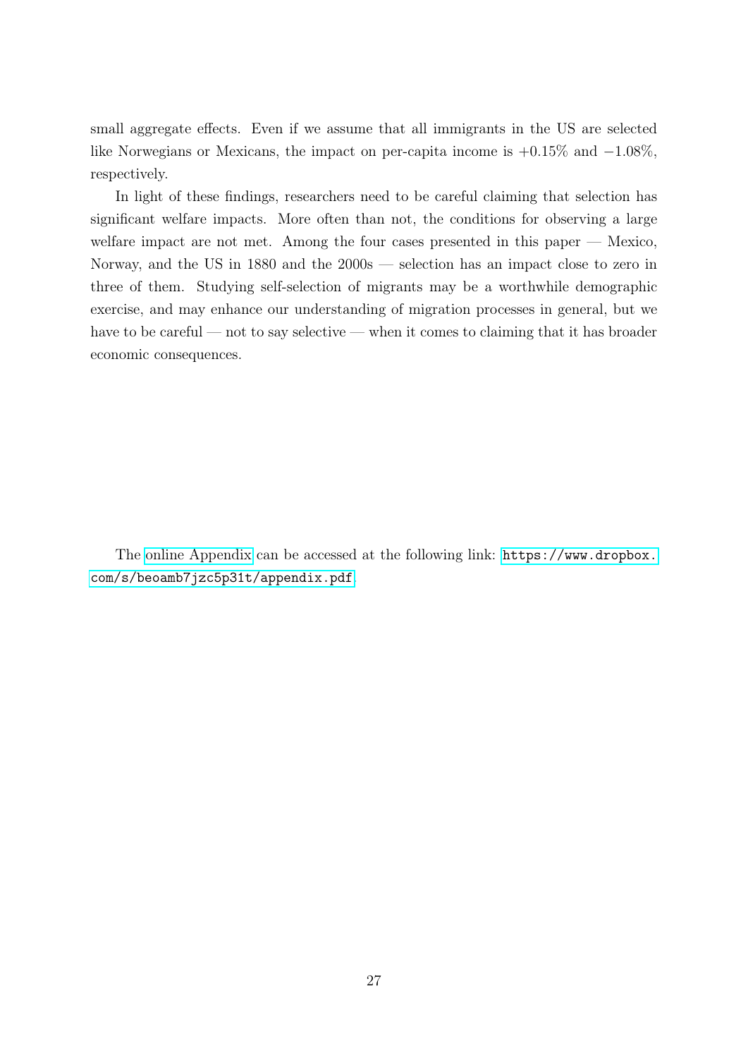small aggregate effects. Even if we assume that all immigrants in the US are selected like Norwegians or Mexicans, the impact on per-capita income is +0.15% and −1.08%, respectively.

In light of these findings, researchers need to be careful claiming that selection has significant welfare impacts. More often than not, the conditions for observing a large welfare impact are not met. Among the four cases presented in this paper — Mexico, Norway, and the US in 1880 and the 2000s — selection has an impact close to zero in three of them. Studying self-selection of migrants may be a worthwhile demographic exercise, and may enhance our understanding of migration processes in general, but we have to be careful — not to say selective — when it comes to claiming that it has broader economic consequences.

The online Appendix can be accessed at the following link: `https://www.dropbox.com/s/beoamb7jzc5p31t/appendix.pdf`.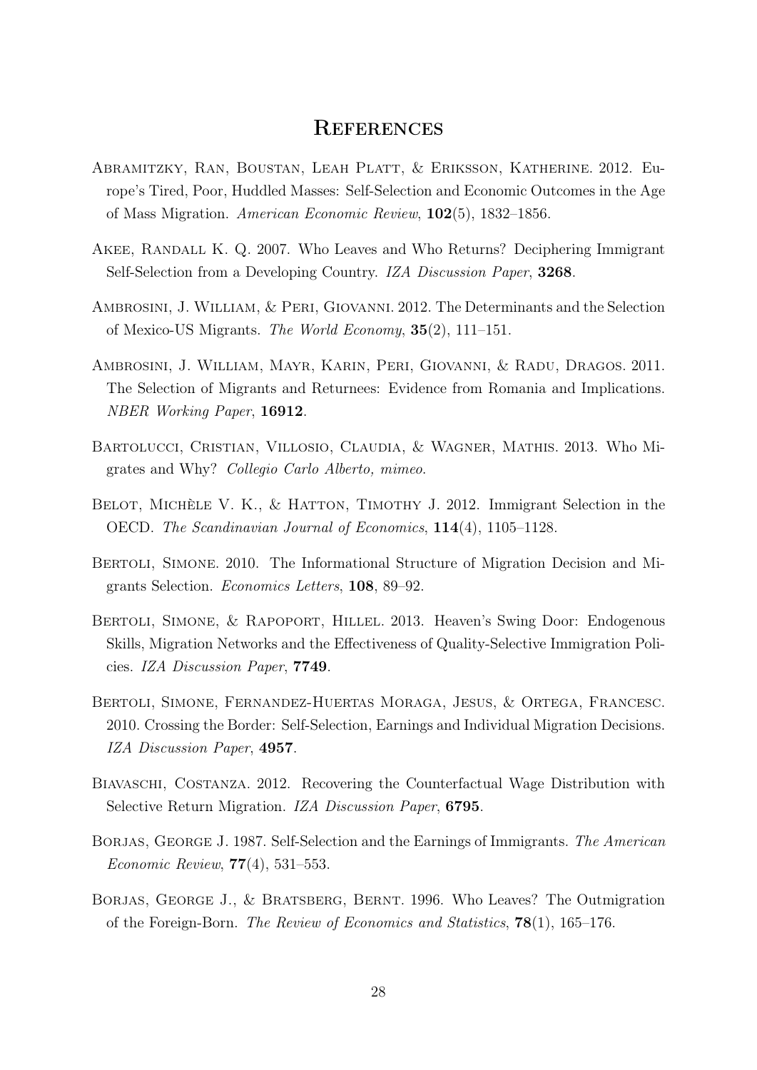# References

Abramitzky, Ran, Boustan, Leah Platt, & Eriksson, Katherine. 2012. Europe's Tired, Poor, Huddled Masses: Self-Selection and Economic Outcomes in the Age of Mass Migration. *American Economic Review*, **102**(5), 1832–1856.

Akee, Randall K. Q. 2007. Who Leaves and Who Returns? Deciphering Immigrant Self-Selection from a Developing Country. *IZA Discussion Paper*, **3268**.

Ambrosini, J. William, & Peri, Giovanni. 2012. The Determinants and the Selection of Mexico-US Migrants. *The World Economy*, **35**(2), 111–151.

Ambrosini, J. William, Mayr, Karin, Peri, Giovanni, & Radu, Dragos. 2011. The Selection of Migrants and Returnees: Evidence from Romania and Implications. *NBER Working Paper*, **16912**.

Bartolucci, Cristian, Villosio, Claudia, & Wagner, Mathis. 2013. Who Migrates and Why? *Collegio Carlo Alberto, mimeo*.

Belot, Michèle V. K., & Hatton, Timothy J. 2012. Immigrant Selection in the OECD. *The Scandinavian Journal of Economics*, **114**(4), 1105–1128.

Bertoli, Simone. 2010. The Informational Structure of Migration Decision and Migrants Selection. *Economics Letters*, **108**, 89–92.

Bertoli, Simone, & Rapoport, Hillel. 2013. Heaven's Swing Door: Endogenous Skills, Migration Networks and the Effectiveness of Quality-Selective Immigration Policies. *IZA Discussion Paper*, **7749**.

Bertoli, Simone, Fernandez-Huertas Moraga, Jesus, & Ortega, Francesc. 2010. Crossing the Border: Self-Selection, Earnings and Individual Migration Decisions. *IZA Discussion Paper*, **4957**.

Biavaschi, Costanza. 2012. Recovering the Counterfactual Wage Distribution with Selective Return Migration. *IZA Discussion Paper*, **6795**.

Borjas, George J. 1987. Self-Selection and the Earnings of Immigrants. *The American Economic Review*, **77**(4), 531–553.

Borjas, George J., & Bratsberg, Bernt. 1996. Who Leaves? The Outmigration of the Foreign-Born. *The Review of Economics and Statistics*, **78**(1), 165–176.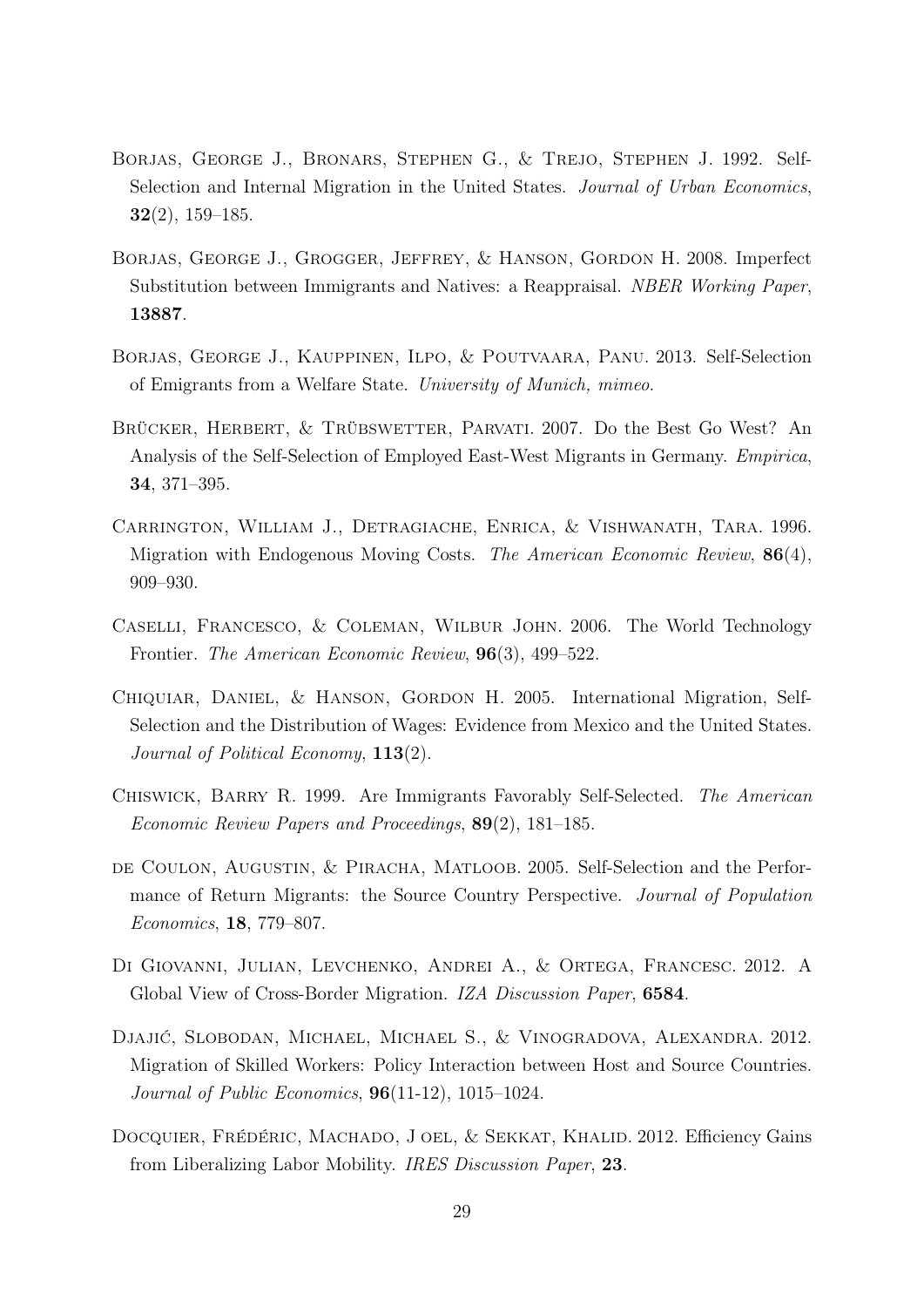Borjas, George J., Bronars, Stephen G., & Trejo, Stephen J. 1992. Self-Selection and Internal Migration in the United States. *Journal of Urban Economics*, **32**(2), 159–185.

Borjas, George J., Grogger, Jeffrey, & Hanson, Gordon H. 2008. Imperfect Substitution between Immigrants and Natives: a Reappraisal. *NBER Working Paper*, **13887**.

Borjas, George J., Kauppinen, Ilpo, & Poutvaara, Panu. 2013. Self-Selection of Emigrants from a Welfare State. *University of Munich, mimeo*.

Brücker, Herbert, & Trübswetter, Parvati. 2007. Do the Best Go West? An Analysis of the Self-Selection of Employed East-West Migrants in Germany. *Empirica*, **34**, 371–395.

Carrington, William J., Detragiache, Enrica, & Vishwanath, Tara. 1996. Migration with Endogenous Moving Costs. *The American Economic Review*, **86**(4), 909–930.

Caselli, Francesco, & Coleman, Wilbur John. 2006. The World Technology Frontier. *The American Economic Review*, **96**(3), 499–522.

Chiquiar, Daniel, & Hanson, Gordon H. 2005. International Migration, Self-Selection and the Distribution of Wages: Evidence from Mexico and the United States. *Journal of Political Economy*, **113**(2).

Chiswick, Barry R. 1999. Are Immigrants Favorably Self-Selected. *The American Economic Review Papers and Proceedings*, **89**(2), 181–185.

de Coulon, Augustin, & Piracha, Matloob. 2005. Self-Selection and the Performance of Return Migrants: the Source Country Perspective. *Journal of Population Economics*, **18**, 779–807.

Di Giovanni, Julian, Levchenko, Andrei A., & Ortega, Francesc. 2012. A Global View of Cross-Border Migration. *IZA Discussion Paper*, **6584**.

Djajić, Slobodan, Michael, Michael S., & Vinogradova, Alexandra. 2012. Migration of Skilled Workers: Policy Interaction between Host and Source Countries. *Journal of Public Economics*, **96**(11-12), 1015–1024.

Docquier, Frédéric, Machado, J oel, & Sekkat, Khalid. 2012. Efficiency Gains from Liberalizing Labor Mobility. *IRES Discussion Paper*, **23**.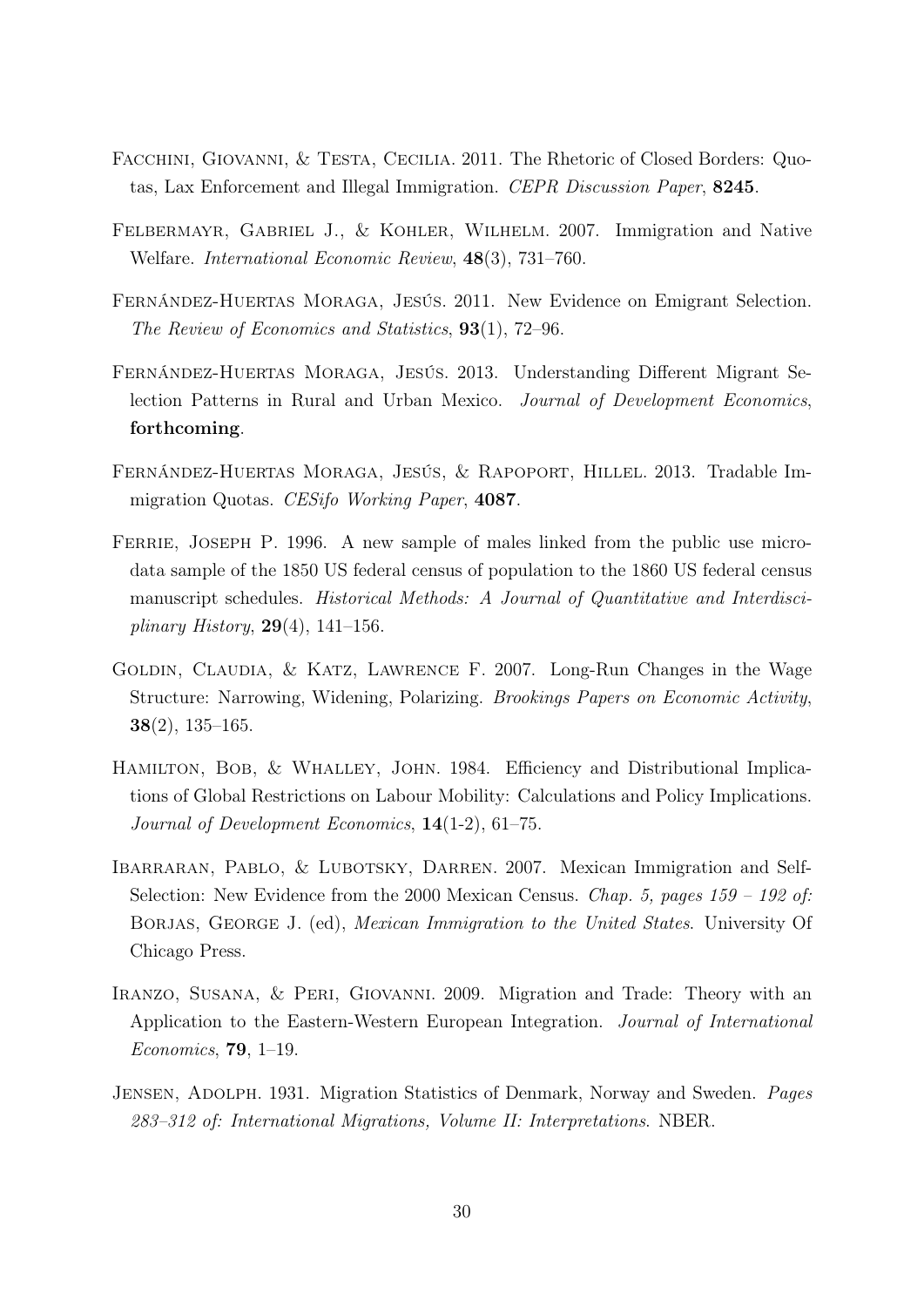Facchini, Giovanni, & Testa, Cecilia. 2011. The Rhetoric of Closed Borders: Quotas, Lax Enforcement and Illegal Immigration. *CEPR Discussion Paper*, **8245**.

Felbermayr, Gabriel J., & Kohler, Wilhelm. 2007. Immigration and Native Welfare. *International Economic Review*, **48**(3), 731–760.

Fernández-Huertas Moraga, Jesús. 2011. New Evidence on Emigrant Selection. *The Review of Economics and Statistics*, **93**(1), 72–96.

Fernández-Huertas Moraga, Jesús. 2013. Understanding Different Migrant Selection Patterns in Rural and Urban Mexico. *Journal of Development Economics*, **forthcoming**.

Fernández-Huertas Moraga, Jesús, & Rapoport, Hillel. 2013. Tradable Immigration Quotas. *CESifo Working Paper*, **4087**.

Ferrie, Joseph P. 1996. A new sample of males linked from the public use microdata sample of the 1850 US federal census of population to the 1860 US federal census manuscript schedules. *Historical Methods: A Journal of Quantitative and Interdisciplinary History*, **29**(4), 141–156.

Goldin, Claudia, & Katz, Lawrence F. 2007. Long-Run Changes in the Wage Structure: Narrowing, Widening, Polarizing. *Brookings Papers on Economic Activity*, **38**(2), 135–165.

Hamilton, Bob, & Whalley, John. 1984. Efficiency and Distributional Implications of Global Restrictions on Labour Mobility: Calculations and Policy Implications. *Journal of Development Economics*, **14**(1-2), 61–75.

Ibarraran, Pablo, & Lubotsky, Darren. 2007. Mexican Immigration and Self-Selection: New Evidence from the 2000 Mexican Census. *Chap. 5, pages 159 – 192 of:* Borjas, George J. (ed), *Mexican Immigration to the United States*. University Of Chicago Press.

Iranzo, Susana, & Peri, Giovanni. 2009. Migration and Trade: Theory with an Application to the Eastern-Western European Integration. *Journal of International Economics*, **79**, 1–19.

Jensen, Adolph. 1931. Migration Statistics of Denmark, Norway and Sweden. *Pages 283–312 of: International Migrations, Volume II: Interpretations*. NBER.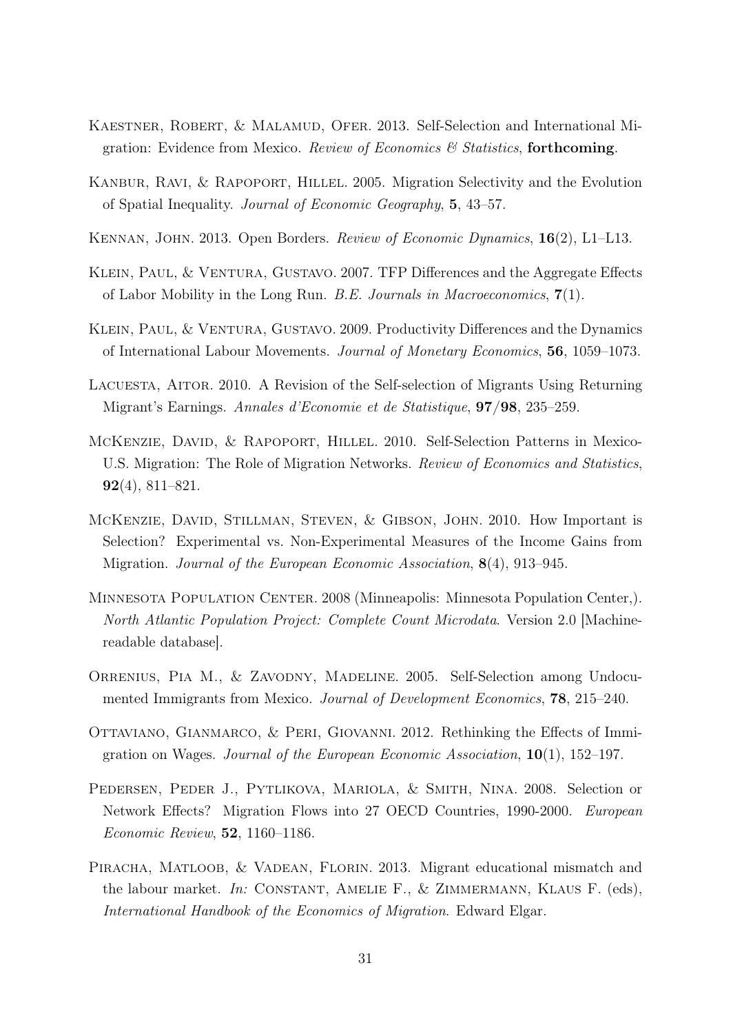Kaestner, Robert, & Malamud, Ofer. 2013. Self-Selection and International Migration: Evidence from Mexico. *Review of Economics & Statistics*, **forthcoming**.

Kanbur, Ravi, & Rapoport, Hillel. 2005. Migration Selectivity and the Evolution of Spatial Inequality. *Journal of Economic Geography*, **5**, 43–57.

Kennan, John. 2013. Open Borders. *Review of Economic Dynamics*, **16**(2), L1–L13.

Klein, Paul, & Ventura, Gustavo. 2007. TFP Differences and the Aggregate Effects of Labor Mobility in the Long Run. *B.E. Journals in Macroeconomics*, **7**(1).

Klein, Paul, & Ventura, Gustavo. 2009. Productivity Differences and the Dynamics of International Labour Movements. *Journal of Monetary Economics*, **56**, 1059–1073.

Lacuesta, Aitor. 2010. A Revision of the Self-selection of Migrants Using Returning Migrant's Earnings. *Annales d'Economie et de Statistique*, **97/98**, 235–259.

McKenzie, David, & Rapoport, Hillel. 2010. Self-Selection Patterns in Mexico-U.S. Migration: The Role of Migration Networks. *Review of Economics and Statistics*, **92**(4), 811–821.

McKenzie, David, Stillman, Steven, & Gibson, John. 2010. How Important is Selection? Experimental vs. Non-Experimental Measures of the Income Gains from Migration. *Journal of the European Economic Association*, **8**(4), 913–945.

Minnesota Population Center. 2008 (Minneapolis: Minnesota Population Center,). *North Atlantic Population Project: Complete Count Microdata*. Version 2.0 [Machine-readable database].

Orrenius, Pia M., & Zavodny, Madeline. 2005. Self-Selection among Undocumented Immigrants from Mexico. *Journal of Development Economics*, **78**, 215–240.

Ottaviano, Gianmarco, & Peri, Giovanni. 2012. Rethinking the Effects of Immigration on Wages. *Journal of the European Economic Association*, **10**(1), 152–197.

Pedersen, Peder J., Pytlikova, Mariola, & Smith, Nina. 2008. Selection or Network Effects? Migration Flows into 27 OECD Countries, 1990-2000. *European Economic Review*, **52**, 1160–1186.

Piracha, Matloob, & Vadean, Florin. 2013. Migrant educational mismatch and the labour market. *In:* Constant, Amelie F., & Zimmermann, Klaus F. (eds), *International Handbook of the Economics of Migration*. Edward Elgar.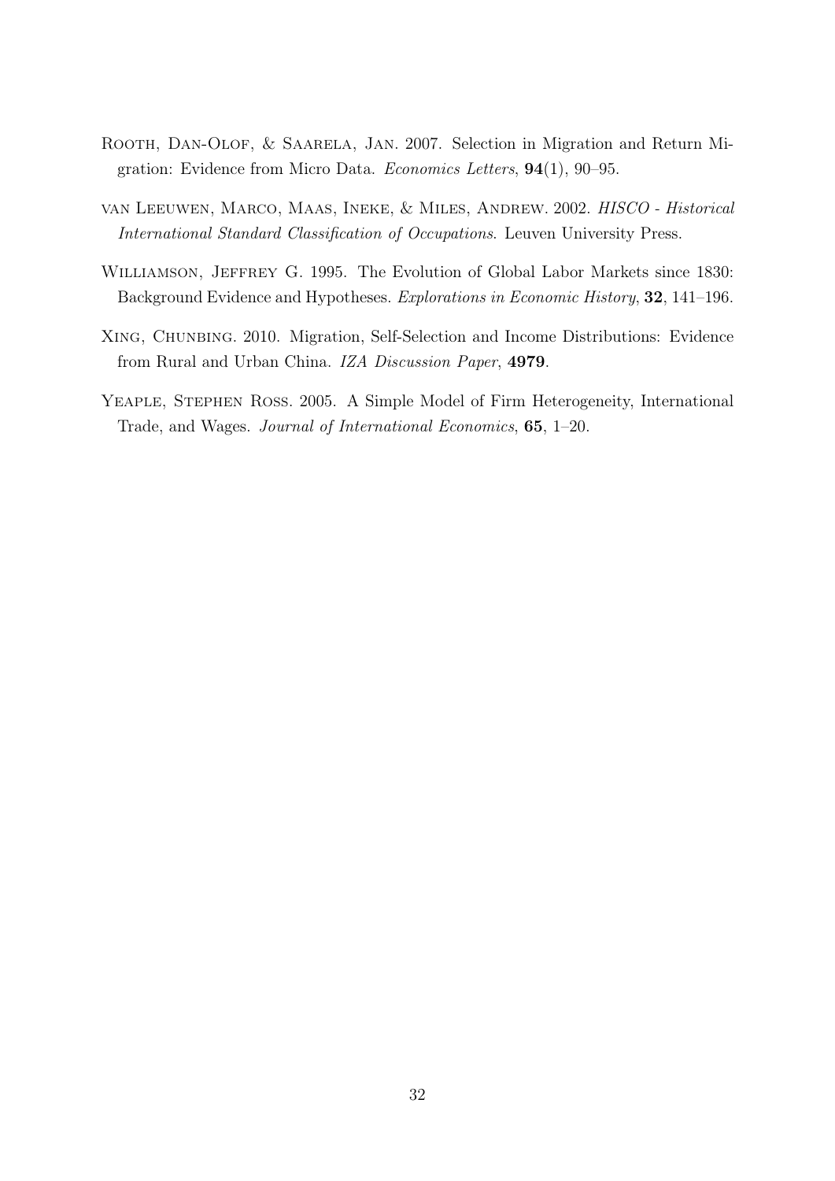Rooth, Dan-Olof, & Saarela, Jan. 2007. Selection in Migration and Return Migration: Evidence from Micro Data. *Economics Letters*, **94**(1), 90–95.

van Leeuwen, Marco, Maas, Ineke, & Miles, Andrew. 2002. *HISCO - Historical International Standard Classification of Occupations*. Leuven University Press.

Williamson, Jeffrey G. 1995. The Evolution of Global Labor Markets since 1830: Background Evidence and Hypotheses. *Explorations in Economic History*, **32**, 141–196.

Xing, Chunbing. 2010. Migration, Self-Selection and Income Distributions: Evidence from Rural and Urban China. *IZA Discussion Paper*, **4979**.

Yeaple, Stephen Ross. 2005. A Simple Model of Firm Heterogeneity, International Trade, and Wages. *Journal of International Economics*, **65**, 1–20.